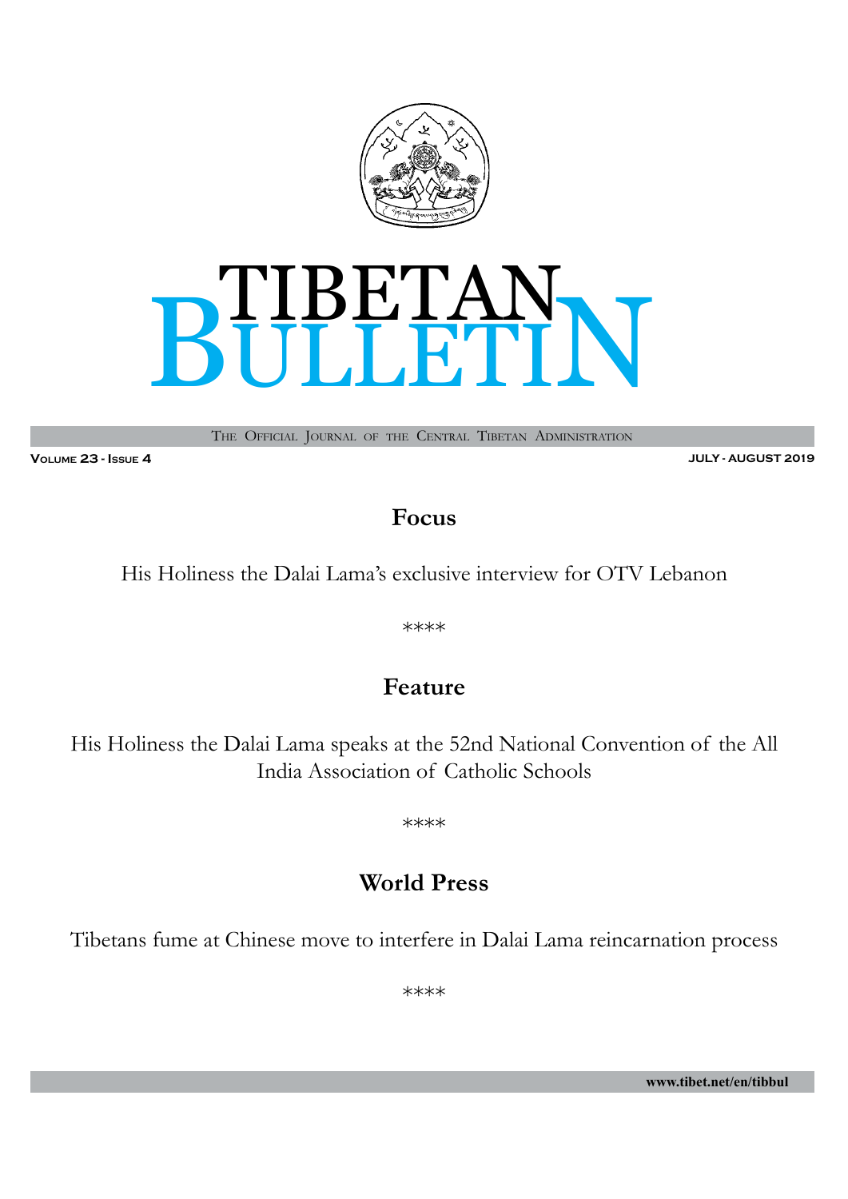# TIBETAN BULLETIN

THE OFFICIAL JOURNAL OF THE CENTRAL TIBETAN ADMINISTRATION

**VOLUME 23 - ISSUE 4** **JULY - AUGUST 2019**

## Focus

His Holiness the Dalai Lama's exclusive interview for OTV Lebanon

****

## Feature

His Holiness the Dalai Lama speaks at the 52nd National Convention of the All India Association of Catholic Schools

****

## World Press

Tibetans fume at Chinese move to interfere in Dalai Lama reincarnation process

****

www.tibet.net/en/tibbul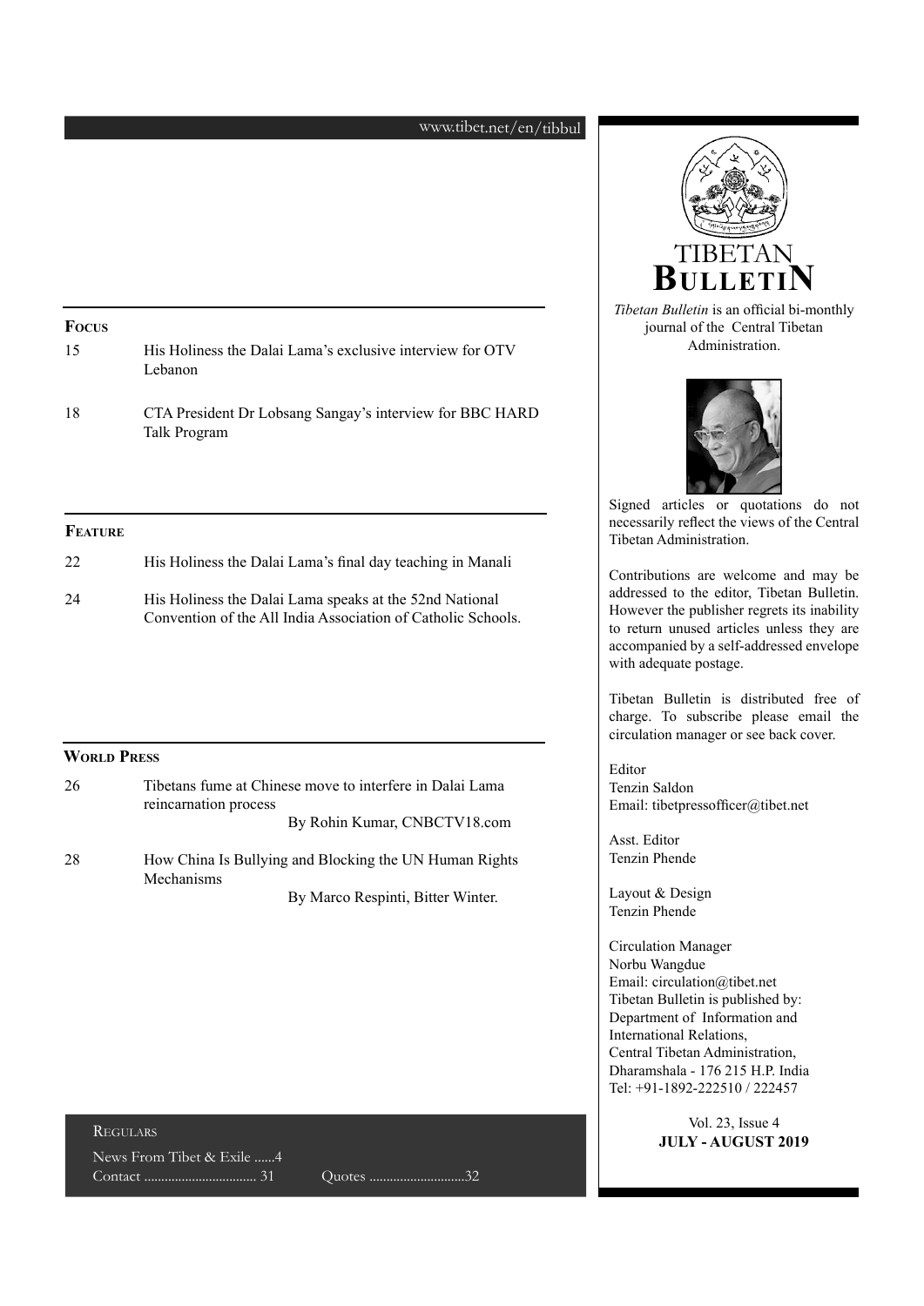www.tibet.net/en/tibbul

## Focus

15 His Holiness the Dalai Lama's exclusive interview for OTV Lebanon

18 CTA President Dr Lobsang Sangay's interview for BBC HARD Talk Program

## Feature

22 His Holiness the Dalai Lama's final day teaching in Manali

24 His Holiness the Dalai Lama speaks at the 52nd National Convention of the All India Association of Catholic Schools.

## World Press

26 Tibetans fume at Chinese move to interfere in Dalai Lama reincarnation process
By Rohin Kumar, CNBCTV18.com

28 How China Is Bullying and Blocking the UN Human Rights Mechanisms
By Marco Respinti, Bitter Winter.

## Regulars

News From Tibet & Exile ......4
Contact ................................. 31
Quotes ............................32

# TIBETAN BULLETIN

*Tibetan Bulletin* is an official bi-monthly journal of the Central Tibetan Administration.

Signed articles or quotations do not necessarily reflect the views of the Central Tibetan Administration.

Contributions are welcome and may be addressed to the editor, Tibetan Bulletin. However the publisher regrets its inability to return unused articles unless they are accompanied by a self-addressed envelope with adequate postage.

Tibetan Bulletin is distributed free of charge. To subscribe please email the circulation manager or see back cover.

Editor
Tenzin Saldon
Email: tibetpressofficer@tibet.net

Asst. Editor
Tenzin Phende

Layout & Design
Tenzin Phende

Circulation Manager
Norbu Wangdue
Email: circulation@tibet.net
Tibetan Bulletin is published by:
Department of Information and International Relations,
Central Tibetan Administration,
Dharamshala - 176 215 H.P. India
Tel: +91-1892-222510 / 222457

Vol. 23, Issue 4
**JULY - AUGUST 2019**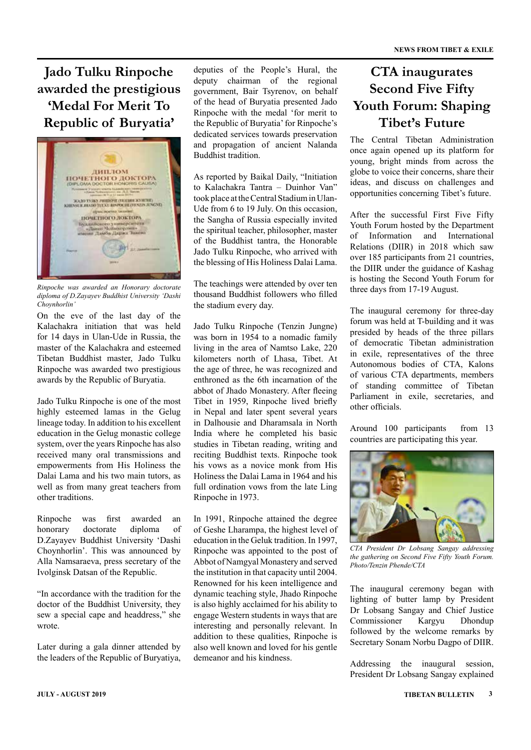# Jado Tulku Rinpoche awarded the prestigious 'Medal For Merit To Republic of Buryatia'

*Rinpoche was awarded an Honorary doctorate diploma of D.Zayayev Buddhist University 'Dashi Choynhorlin'*

On the eve of the last day of the Kalachakra initiation that was held for 14 days in Ulan-Ude in Russia, the master of the Kalachakra and esteemed Tibetan Buddhist master, Jado Tulku Rinpoche was awarded two prestigious awards by the Republic of Buryatia.

Jado Tulku Rinpoche is one of the most highly esteemed lamas in the Gelug lineage today. In addition to his excellent education in the Gelug monastic college system, over the years Rinpoche has also received many oral transmissions and empowerments from His Holiness the Dalai Lama and his two main tutors, as well as from many great teachers from other traditions.

Rinpoche was first awarded an honorary doctorate diploma of D.Zayayev Buddhist University 'Dashi Choynhorlin'. This was announced by Alla Namsaraeva, press secretary of the Ivolginsk Datsan of the Republic.

"In accordance with the tradition for the doctor of the Buddhist University, they sew a special cape and headdress," she wrote.

Later during a gala dinner attended by the leaders of the Republic of Buryatiya, deputies of the People's Hural, the deputy chairman of the regional government, Bair Tsyrenov, on behalf of the head of Buryatia presented Jado Rinpoche with the medal 'for merit to the Republic of Buryatia' for Rinpoche's dedicated services towards preservation and propagation of ancient Nalanda Buddhist tradition.

As reported by Baikal Daily, "Initiation to Kalachakra Tantra – Duinhor Van" took place at the Central Stadium in Ulan-Ude from 6 to 19 July. On this occasion, the Sangha of Russia especially invited the spiritual teacher, philosopher, master of the Buddhist tantra, the Honorable Jado Tulku Rinpoche, who arrived with the blessing of His Holiness Dalai Lama.

The teachings were attended by over ten thousand Buddhist followers who filled the stadium every day.

Jado Tulku Rinpoche (Tenzin Jungne) was born in 1954 to a nomadic family living in the area of Namtso Lake, 220 kilometers north of Lhasa, Tibet. At the age of three, he was recognized and enthroned as the 6th incarnation of the abbot of Jhado Monastery. After fleeing Tibet in 1959, Rinpoche lived briefly in Nepal and later spent several years in Dalhousie and Dharamsala in North India where he completed his basic studies in Tibetan reading, writing and reciting Buddhist texts. Rinpoche took his vows as a novice monk from His Holiness the Dalai Lama in 1964 and his full ordination vows from the late Ling Rinpoche in 1973.

In 1991, Rinpoche attained the degree of Geshe Lharampa, the highest level of education in the Geluk tradition. In 1997, Rinpoche was appointed to the post of Abbot of Namgyal Monastery and served the institution in that capacity until 2004. Renowned for his keen intelligence and dynamic teaching style, Jhado Rinpoche is also highly acclaimed for his ability to engage Western students in ways that are interesting and personally relevant. In addition to these qualities, Rinpoche is also well known and loved for his gentle demeanor and his kindness.

# CTA inaugurates Second Five Fifty Youth Forum: Shaping Tibet's Future

The Central Tibetan Administration once again opened up its platform for young, bright minds from across the globe to voice their concerns, share their ideas, and discuss on challenges and opportunities concerning Tibet's future.

After the successful First Five Fifty Youth Forum hosted by the Department of Information and International Relations (DIIR) in 2018 which saw over 185 participants from 21 countries, the DIIR under the guidance of Kashag is hosting the Second Youth Forum for three days from 17-19 August.

The inaugural ceremony for three-day forum was held at T-building and it was presided by heads of the three pillars of democratic Tibetan administration in exile, representatives of the three Autonomous bodies of CTA, Kalons of various CTA departments, members of standing committee of Tibetan Parliament in exile, secretaries, and other officials.

Around 100 participants from 13 countries are participating this year.

*CTA President Dr Lobsang Sangay addressing the gathering on Second Five Fifty Youth Forum. Photo/Tenzin Phende/CTA*

The inaugural ceremony began with lighting of butter lamp by President Dr Lobsang Sangay and Chief Justice Commissioner Kargyu Dhondup followed by the welcome remarks by Secretary Sonam Norbu Dagpo of DIIR.

Addressing the inaugural session, President Dr Lobsang Sangay explained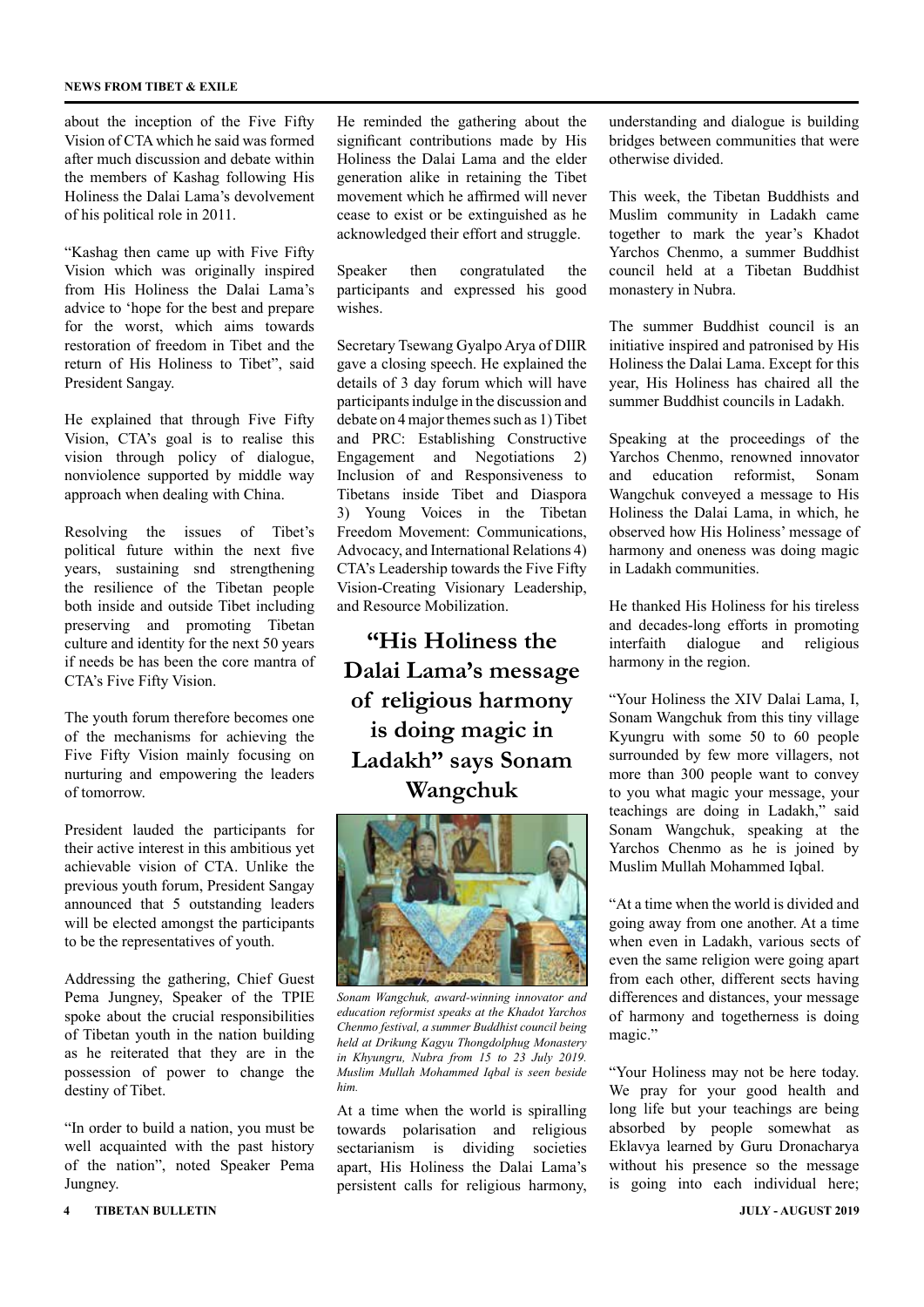about the inception of the Five Fifty Vision of CTA which he said was formed after much discussion and debate within the members of Kashag following His Holiness the Dalai Lama's devolvement of his political role in 2011.

"Kashag then came up with Five Fifty Vision which was originally inspired from His Holiness the Dalai Lama's advice to 'hope for the best and prepare for the worst, which aims towards restoration of freedom in Tibet and the return of His Holiness to Tibet", said President Sangay.

He explained that through Five Fifty Vision, CTA's goal is to realise this vision through policy of dialogue, nonviolence supported by middle way approach when dealing with China.

Resolving the issues of Tibet's political future within the next five years, sustaining snd strengthening the resilience of the Tibetan people both inside and outside Tibet including preserving and promoting Tibetan culture and identity for the next 50 years if needs be has been the core mantra of CTA's Five Fifty Vision.

The youth forum therefore becomes one of the mechanisms for achieving the Five Fifty Vision mainly focusing on nurturing and empowering the leaders of tomorrow.

President lauded the participants for their active interest in this ambitious yet achievable vision of CTA. Unlike the previous youth forum, President Sangay announced that 5 outstanding leaders will be elected amongst the participants to be the representatives of youth.

Addressing the gathering, Chief Guest Pema Jungney, Speaker of the TPIE spoke about the crucial responsibilities of Tibetan youth in the nation building as he reiterated that they are in the possession of power to change the destiny of Tibet.

"In order to build a nation, you must be well acquainted with the past history of the nation", noted Speaker Pema Jungney.

He reminded the gathering about the significant contributions made by His Holiness the Dalai Lama and the elder generation alike in retaining the Tibet movement which he affirmed will never cease to exist or be extinguished as he acknowledged their effort and struggle.

Speaker then congratulated the participants and expressed his good wishes.

Secretary Tsewang Gyalpo Arya of DIIR gave a closing speech. He explained the details of 3 day forum which will have participants indulge in the discussion and debate on 4 major themes such as 1) Tibet and PRC: Establishing Constructive Engagement and Negotiations 2) Inclusion of and Responsiveness to Tibetans inside Tibet and Diaspora 3) Young Voices in the Tibetan Freedom Movement: Communications, Advocacy, and International Relations 4) CTA's Leadership towards the Five Fifty Vision-Creating Visionary Leadership, and Resource Mobilization.

## "His Holiness the Dalai Lama's message of religious harmony is doing magic in Ladakh" says Sonam Wangchuk

*Sonam Wangchuk, award-winning innovator and education reformist speaks at the Khadot Yarchos Chenmo festival, a summer Buddhist council being held at Drikung Kagyu Thongdolphug Monastery in Khyungru, Nubra from 15 to 23 July 2019. Muslim Mullah Mohammed Iqbal is seen beside him.*

At a time when the world is spiralling towards polarisation and religious sectarianism is dividing societies apart, His Holiness the Dalai Lama's persistent calls for religious harmony, understanding and dialogue is building bridges between communities that were otherwise divided.

This week, the Tibetan Buddhists and Muslim community in Ladakh came together to mark the year's Khadot Yarchos Chenmo, a summer Buddhist council held at a Tibetan Buddhist monastery in Nubra.

The summer Buddhist council is an initiative inspired and patronised by His Holiness the Dalai Lama. Except for this year, His Holiness has chaired all the summer Buddhist councils in Ladakh.

Speaking at the proceedings of the Yarchos Chenmo, renowned innovator and education reformist, Sonam Wangchuk conveyed a message to His Holiness the Dalai Lama, in which, he observed how His Holiness' message of harmony and oneness was doing magic in Ladakh communities.

He thanked His Holiness for his tireless and decades-long efforts in promoting interfaith dialogue and religious harmony in the region.

"Your Holiness the XIV Dalai Lama, I, Sonam Wangchuk from this tiny village Kyungru with some 50 to 60 people surrounded by few more villagers, not more than 300 people want to convey to you what magic your message, your teachings are doing in Ladakh," said Sonam Wangchuk, speaking at the Yarchos Chenmo as he is joined by Muslim Mullah Mohammed Iqbal.

"At a time when the world is divided and going away from one another. At a time when even in Ladakh, various sects of even the same religion were going apart from each other, different sects having differences and distances, your message of harmony and togetherness is doing magic."

"Your Holiness may not be here today. We pray for your good health and long life but your teachings are being absorbed by people somewhat as Eklavya learned by Guru Dronacharya without his presence so the message is going into each individual here;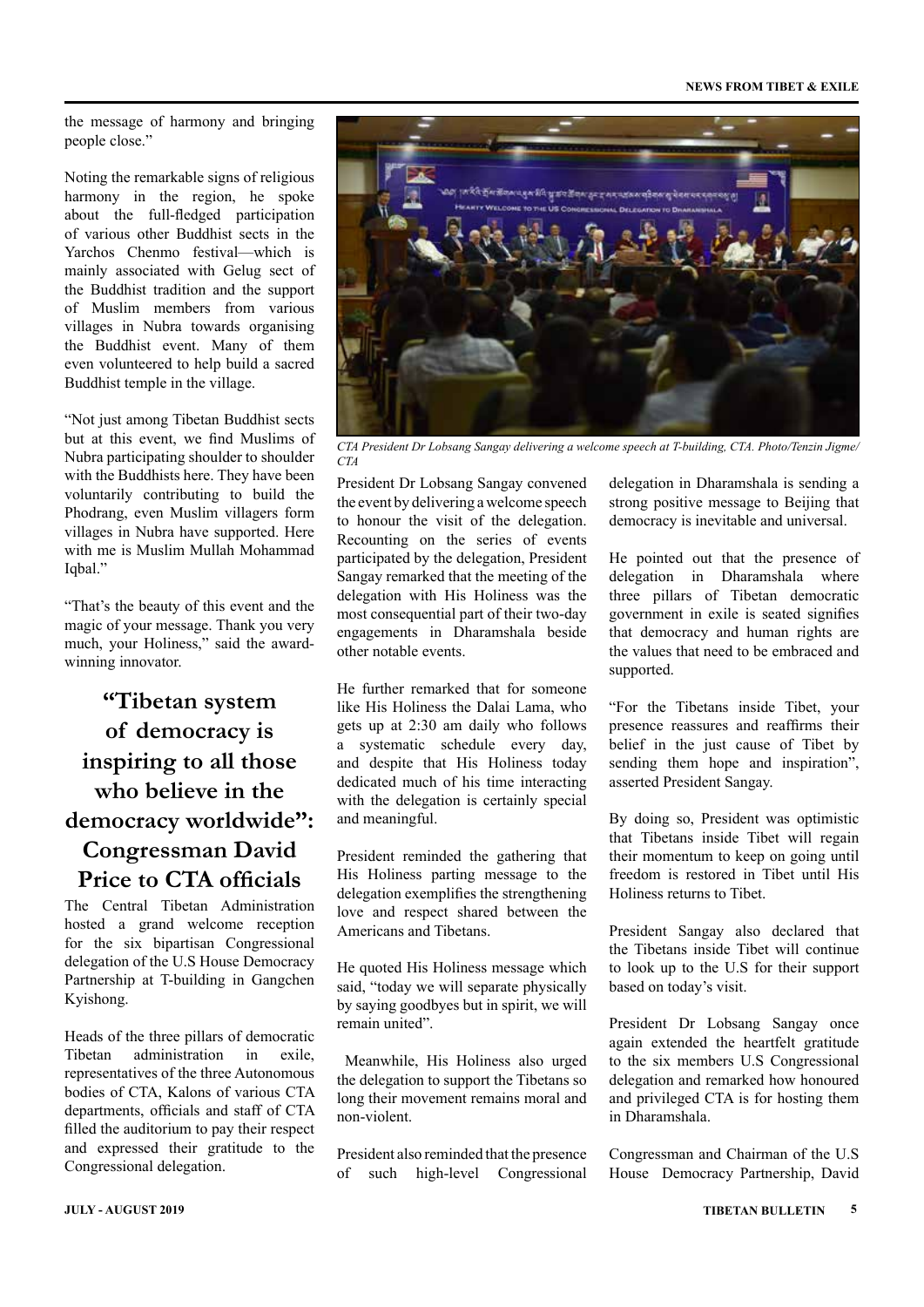the message of harmony and bringing people close."

Noting the remarkable signs of religious harmony in the region, he spoke about the full-fledged participation of various other Buddhist sects in the Yarchos Chenmo festival—which is mainly associated with Gelug sect of the Buddhist tradition and the support of Muslim members from various villages in Nubra towards organising the Buddhist event. Many of them even volunteered to help build a sacred Buddhist temple in the village.

"Not just among Tibetan Buddhist sects but at this event, we find Muslims of Nubra participating shoulder to shoulder with the Buddhists here. They have been voluntarily contributing to build the Phodrang, even Muslim villagers form villages in Nubra have supported. Here with me is Muslim Mullah Mohammad Iqbal."

"That's the beauty of this event and the magic of your message. Thank you very much, your Holiness," said the award-winning innovator.

## "Tibetan system of democracy is inspiring to all those who believe in the democracy worldwide": Congressman David Price to CTA officials

The Central Tibetan Administration hosted a grand welcome reception for the six bipartisan Congressional delegation of the U.S House Democracy Partnership at T-building in Gangchen Kyishong.

Heads of the three pillars of democratic Tibetan administration in exile, representatives of the three Autonomous bodies of CTA, Kalons of various CTA departments, officials and staff of CTA filled the auditorium to pay their respect and expressed their gratitude to the Congressional delegation.

*CTA President Dr Lobsang Sangay delivering a welcome speech at T-building, CTA. Photo/Tenzin Jigme/CTA*

President Dr Lobsang Sangay convened the event by delivering a welcome speech to honour the visit of the delegation. Recounting on the series of events participated by the delegation, President Sangay remarked that the meeting of the delegation with His Holiness was the most consequential part of their two-day engagements in Dharamshala beside other notable events.

He further remarked that for someone like His Holiness the Dalai Lama, who gets up at 2:30 am daily who follows a systematic schedule every day, and despite that His Holiness today dedicated much of his time interacting with the delegation is certainly special and meaningful.

President reminded the gathering that His Holiness parting message to the delegation exemplifies the strengthening love and respect shared between the Americans and Tibetans.

He quoted His Holiness message which said, "today we will separate physically by saying goodbyes but in spirit, we will remain united".

Meanwhile, His Holiness also urged the delegation to support the Tibetans so long their movement remains moral and non-violent.

President also reminded that the presence of such high-level Congressional delegation in Dharamshala is sending a strong positive message to Beijing that democracy is inevitable and universal.

He pointed out that the presence of delegation in Dharamshala where three pillars of Tibetan democratic government in exile is seated signifies that democracy and human rights are the values that need to be embraced and supported.

"For the Tibetans inside Tibet, your presence reassures and reaffirms their belief in the just cause of Tibet by sending them hope and inspiration", asserted President Sangay.

By doing so, President was optimistic that Tibetans inside Tibet will regain their momentum to keep on going until freedom is restored in Tibet until His Holiness returns to Tibet.

President Sangay also declared that the Tibetans inside Tibet will continue to look up to the U.S for their support based on today's visit.

President Dr Lobsang Sangay once again extended the heartfelt gratitude to the six members U.S Congressional delegation and remarked how honoured and privileged CTA is for hosting them in Dharamshala.

Congressman and Chairman of the U.S House Democracy Partnership, David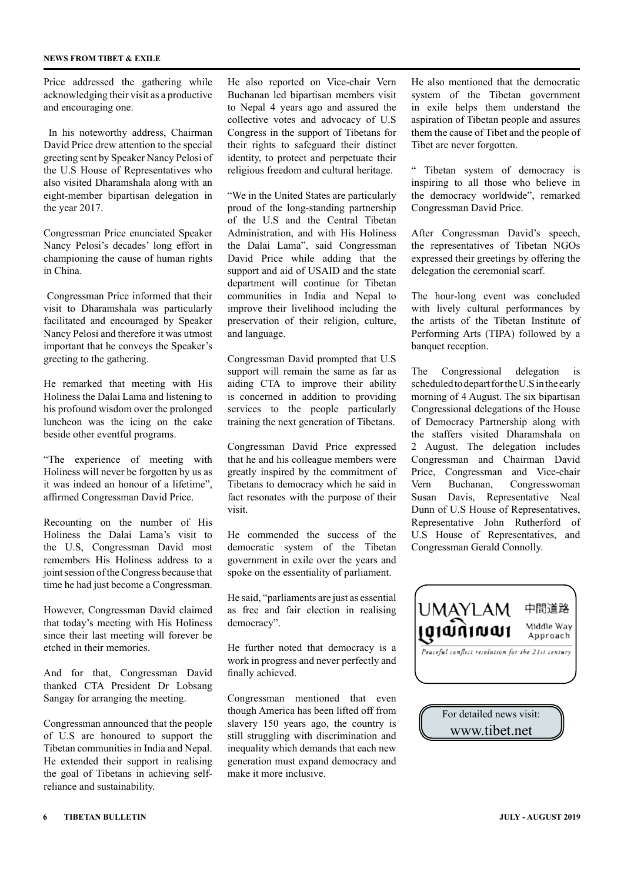Price addressed the gathering while acknowledging their visit as a productive and encouraging one.

In his noteworthy address, Chairman David Price drew attention to the special greeting sent by Speaker Nancy Pelosi of the U.S House of Representatives who also visited Dharamshala along with an eight-member bipartisan delegation in the year 2017.

Congressman Price enunciated Speaker Nancy Pelosi's decades' long effort in championing the cause of human rights in China.

Congressman Price informed that their visit to Dharamshala was particularly facilitated and encouraged by Speaker Nancy Pelosi and therefore it was utmost important that he conveys the Speaker's greeting to the gathering.

He remarked that meeting with His Holiness the Dalai Lama and listening to his profound wisdom over the prolonged luncheon was the icing on the cake beside other eventful programs.

"The experience of meeting with Holiness will never be forgotten by us as it was indeed an honour of a lifetime", affirmed Congressman David Price.

Recounting on the number of His Holiness the Dalai Lama's visit to the U.S, Congressman David most remembers His Holiness address to a joint session of the Congress because that time he had just become a Congressman.

However, Congressman David claimed that today's meeting with His Holiness since their last meeting will forever be etched in their memories.

And for that, Congressman David thanked CTA President Dr Lobsang Sangay for arranging the meeting.

Congressman announced that the people of U.S are honoured to support the Tibetan communities in India and Nepal. He extended their support in realising the goal of Tibetans in achieving self-reliance and sustainability.

He also reported on Vice-chair Vern Buchanan led bipartisan members visit to Nepal 4 years ago and assured the collective votes and advocacy of U.S Congress in the support of Tibetans for their rights to safeguard their distinct identity, to protect and perpetuate their religious freedom and cultural heritage.

"We in the United States are particularly proud of the long-standing partnership of the U.S and the Central Tibetan Administration, and with His Holiness the Dalai Lama", said Congressman David Price while adding that the support and aid of USAID and the state department will continue for Tibetan communities in India and Nepal to improve their livelihood including the preservation of their religion, culture, and language.

Congressman David prompted that U.S support will remain the same as far as aiding CTA to improve their ability is concerned in addition to providing services to the people particularly training the next generation of Tibetans.

Congressman David Price expressed that he and his colleague members were greatly inspired by the commitment of Tibetans to democracy which he said in fact resonates with the purpose of their visit.

He commended the success of the democratic system of the Tibetan government in exile over the years and spoke on the essentiality of parliament.

He said, "parliaments are just as essential as free and fair election in realising democracy".

He further noted that democracy is a work in progress and never perfectly and finally achieved.

Congressman mentioned that even though America has been lifted off from slavery 150 years ago, the country is still struggling with discrimination and inequality which demands that each new generation must expand democracy and make it more inclusive.

He also mentioned that the democratic system of the Tibetan government in exile helps them understand the aspiration of Tibetan people and assures them the cause of Tibet and the people of Tibet are never forgotten.

" Tibetan system of democracy is inspiring to all those who believe in the democracy worldwide", remarked Congressman David Price.

After Congressman David's speech, the representatives of Tibetan NGOs expressed their greetings by offering the delegation the ceremonial scarf.

The hour-long event was concluded with lively cultural performances by the artists of the Tibetan Institute of Performing Arts (TIPA) followed by a banquet reception.

The Congressional delegation is scheduled to depart for the U.S in the early morning of 4 August. The six bipartisan Congressional delegations of the House of Democracy Partnership along with the staffers visited Dharamshala on 2 August. The delegation includes Congressman and Chairman David Price, Congressman and Vice-chair Vern Buchanan, Congresswoman Susan Davis, Representative Neal Dunn of U.S House of Representatives, Representative John Rutherford of U.S House of Representatives, and Congressman Gerald Connolly.

UMAYLAM 中間道路 Middle Way Approach

*Peaceful conflict resolution for the 21st century*

For detailed news visit: www.tibet.net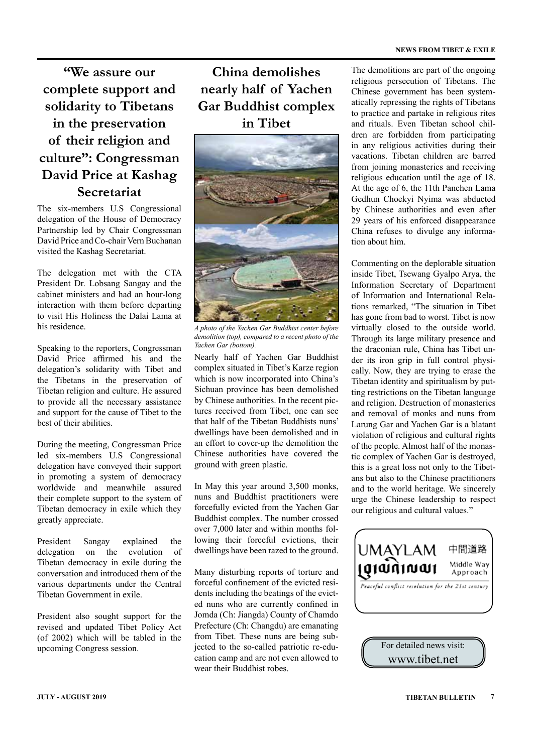# "We assure our complete support and solidarity to Tibetans in the preservation of their religion and culture": Congressman David Price at Kashag Secretariat

The six-members U.S Congressional delegation of the House of Democracy Partnership led by Chair Congressman David Price and Co-chair Vern Buchanan visited the Kashag Secretariat.

The delegation met with the CTA President Dr. Lobsang Sangay and the cabinet ministers and had an hour-long interaction with them before departing to visit His Holiness the Dalai Lama at his residence.

Speaking to the reporters, Congressman David Price affirmed his and the delegation's solidarity with Tibet and the Tibetans in the preservation of Tibetan religion and culture. He assured to provide all the necessary assistance and support for the cause of Tibet to the best of their abilities.

During the meeting, Congressman Price led six-members U.S Congressional delegation have conveyed their support in promoting a system of democracy worldwide and meanwhile assured their complete support to the system of Tibetan democracy in exile which they greatly appreciate.

President Sangay explained the delegation on the evolution of Tibetan democracy in exile during the conversation and introduced them of the various departments under the Central Tibetan Government in exile.

President also sought support for the revised and updated Tibet Policy Act (of 2002) which will be tabled in the upcoming Congress session.

# China demolishes nearly half of Yachen Gar Buddhist complex in Tibet

*A photo of the Yachen Gar Buddhist center before demolition (top), compared to a recent photo of the Yachen Gar (bottom).*

Nearly half of Yachen Gar Buddhist complex situated in Tibet's Karze region which is now incorporated into China's Sichuan province has been demolished by Chinese authorities. In the recent pictures received from Tibet, one can see that half of the Tibetan Buddhists nuns' dwellings have been demolished and in an effort to cover-up the demolition the Chinese authorities have covered the ground with green plastic.

In May this year around 3,500 monks, nuns and Buddhist practitioners were forcefully evicted from the Yachen Gar Buddhist complex. The number crossed over 7,000 later and within months following their forceful evictions, their dwellings have been razed to the ground.

Many disturbing reports of torture and forceful confinement of the evicted residents including the beatings of the evicted nuns who are currently confined in Jomda (Ch: Jiangda) County of Chamdo Prefecture (Ch: Changdu) are emanating from Tibet. These nuns are being subjected to the so-called patriotic re-education camp and are not even allowed to wear their Buddhist robes.

The demolitions are part of the ongoing religious persecution of Tibetans. The Chinese government has been systematically repressing the rights of Tibetans to practice and partake in religious rites and rituals. Even Tibetan school children are forbidden from participating in any religious activities during their vacations. Tibetan children are barred from joining monasteries and receiving religious education until the age of 18. At the age of 6, the 11th Panchen Lama Gedhun Choekyi Nyima was abducted by Chinese authorities and even after 29 years of his enforced disappearance China refuses to divulge any information about him.

Commenting on the deplorable situation inside Tibet, Tsewang Gyalpo Arya, the Information Secretary of Department of Information and International Relations remarked, "The situation in Tibet has gone from bad to worst. Tibet is now virtually closed to the outside world. Through its large military presence and the draconian rule, China has Tibet under its iron grip in full control physically. Now, they are trying to erase the Tibetan identity and spiritualism by putting restrictions on the Tibetan language and religion. Destruction of monasteries and removal of monks and nuns from Larung Gar and Yachen Gar is a blatant violation of religious and cultural rights of the people. Almost half of the monastic complex of Yachen Gar is destroyed, this is a great loss not only to the Tibetans but also to the Chinese practitioners and to the world heritage. We sincerely urge the Chinese leadership to respect our religious and cultural values."

UMAYLAM 中間道路 Middle Way Approach

*Peaceful conflict resolution for the 21st century*

For detailed news visit: www.tibet.net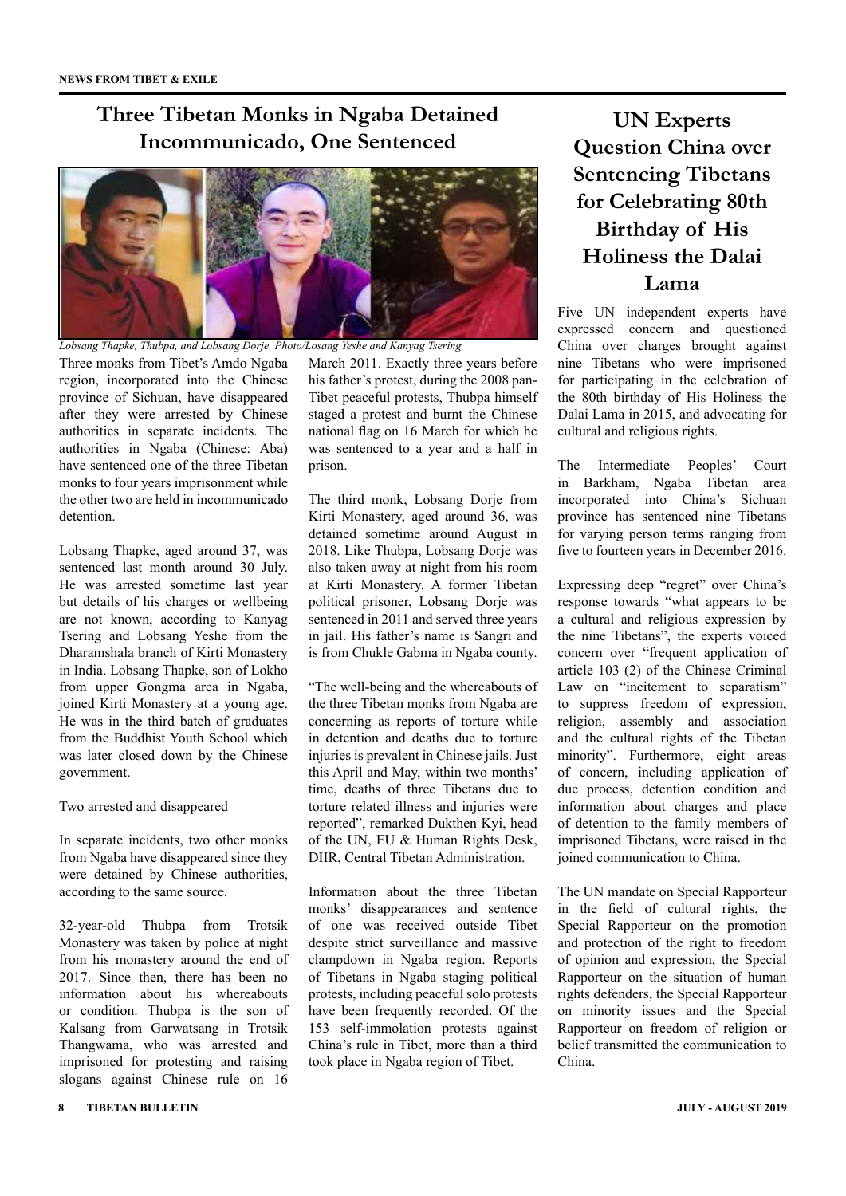# Three Tibetan Monks in Ngaba Detained Incommunicado, One Sentenced

*Lobsang Thapke, Thubpa, and Lobsang Dorje. Photo/Losang Yeshe and Kanyag Tsering*

Three monks from Tibet's Amdo Ngaba region, incorporated into the Chinese province of Sichuan, have disappeared after they were arrested by Chinese authorities in separate incidents. The authorities in Ngaba (Chinese: Aba) have sentenced one of the three Tibetan monks to four years imprisonment while the other two are held in incommunicado detention.

Lobsang Thapke, aged around 37, was sentenced last month around 30 July. He was arrested sometime last year but details of his charges or wellbeing are not known, according to Kanyag Tsering and Lobsang Yeshe from the Dharamshala branch of Kirti Monastery in India. Lobsang Thapke, son of Lokho from upper Gongma area in Ngaba, joined Kirti Monastery at a young age. He was in the third batch of graduates from the Buddhist Youth School which was later closed down by the Chinese government.

Two arrested and disappeared

In separate incidents, two other monks from Ngaba have disappeared since they were detained by Chinese authorities, according to the same source.

32-year-old Thubpa from Trotsik Monastery was taken by police at night from his monastery around the end of 2017. Since then, there has been no information about his whereabouts or condition. Thubpa is the son of Kalsang from Garwatsang in Trotsik Thangwama, who was arrested and imprisoned for protesting and raising slogans against Chinese rule on 16 March 2011. Exactly three years before his father's protest, during the 2008 pan-Tibet peaceful protests, Thubpa himself staged a protest and burnt the Chinese national flag on 16 March for which he was sentenced to a year and a half in prison.

The third monk, Lobsang Dorje from Kirti Monastery, aged around 36, was detained sometime around August in 2018. Like Thubpa, Lobsang Dorje was also taken away at night from his room at Kirti Monastery. A former Tibetan political prisoner, Lobsang Dorje was sentenced in 2011 and served three years in jail. His father's name is Sangri and is from Chukle Gabma in Ngaba county.

"The well-being and the whereabouts of the three Tibetan monks from Ngaba are concerning as reports of torture while in detention and deaths due to torture injuries is prevalent in Chinese jails. Just this April and May, within two months' time, deaths of three Tibetans due to torture related illness and injuries were reported", remarked Dukthen Kyi, head of the UN, EU & Human Rights Desk, DIIR, Central Tibetan Administration.

Information about the three Tibetan monks' disappearances and sentence of one was received outside Tibet despite strict surveillance and massive clampdown in Ngaba region. Reports of Tibetans in Ngaba staging political protests, including peaceful solo protests have been frequently recorded. Of the 153 self-immolation protests against China's rule in Tibet, more than a third took place in Ngaba region of Tibet.

# UN Experts Question China over Sentencing Tibetans for Celebrating 80th Birthday of His Holiness the Dalai Lama

Five UN independent experts have expressed concern and questioned China over charges brought against nine Tibetans who were imprisoned for participating in the celebration of the 80th birthday of His Holiness the Dalai Lama in 2015, and advocating for cultural and religious rights.

The Intermediate Peoples' Court in Barkham, Ngaba Tibetan area incorporated into China's Sichuan province has sentenced nine Tibetans for varying person terms ranging from five to fourteen years in December 2016.

Expressing deep "regret" over China's response towards "what appears to be a cultural and religious expression by the nine Tibetans", the experts voiced concern over "frequent application of article 103 (2) of the Chinese Criminal Law on "incitement to separatism" to suppress freedom of expression, religion, assembly and association and the cultural rights of the Tibetan minority". Furthermore, eight areas of concern, including application of due process, detention condition and information about charges and place of detention to the family members of imprisoned Tibetans, were raised in the joined communication to China.

The UN mandate on Special Rapporteur in the field of cultural rights, the Special Rapporteur on the promotion and protection of the right to freedom of opinion and expression, the Special Rapporteur on the situation of human rights defenders, the Special Rapporteur on minority issues and the Special Rapporteur on freedom of religion or belief transmitted the communication to China.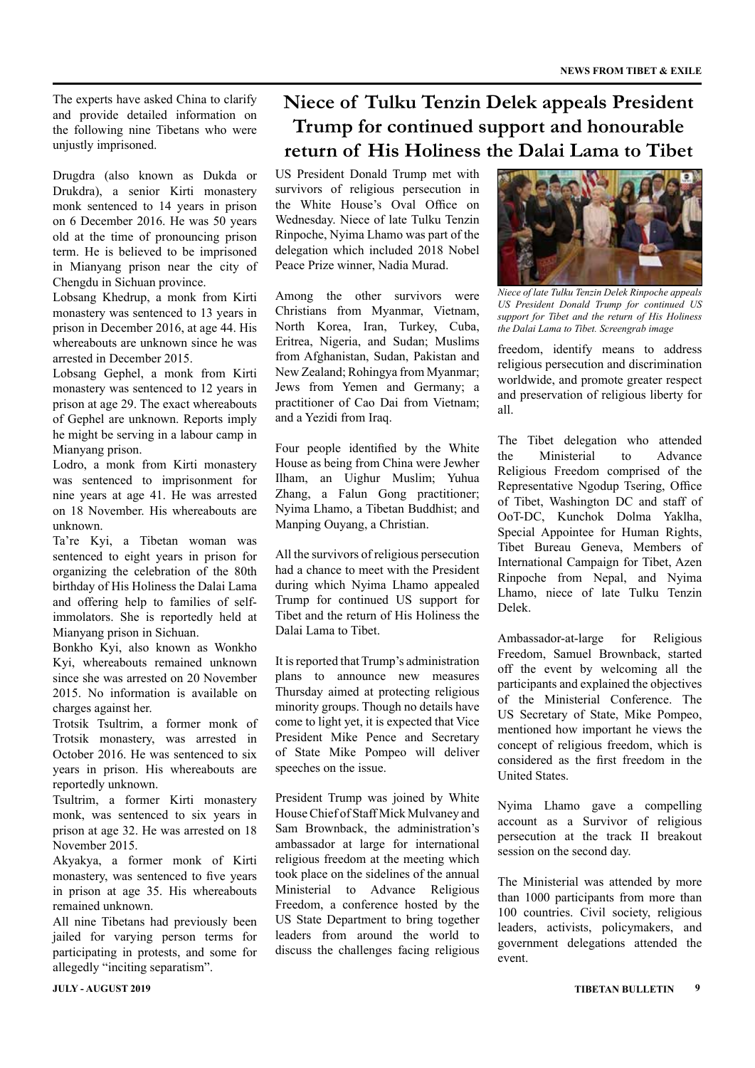The experts have asked China to clarify and provide detailed information on the following nine Tibetans who were unjustly imprisoned.

Drugdra (also known as Dukda or Drukdra), a senior Kirti monastery monk sentenced to 14 years in prison on 6 December 2016. He was 50 years old at the time of pronouncing prison term. He is believed to be imprisoned in Mianyang prison near the city of Chengdu in Sichuan province.

Lobsang Khedrup, a monk from Kirti monastery was sentenced to 13 years in prison in December 2016, at age 44. His whereabouts are unknown since he was arrested in December 2015.

Lobsang Gephel, a monk from Kirti monastery was sentenced to 12 years in prison at age 29. The exact whereabouts of Gephel are unknown. Reports imply he might be serving in a labour camp in Mianyang prison.

Lodro, a monk from Kirti monastery was sentenced to imprisonment for nine years at age 41. He was arrested on 18 November. His whereabouts are unknown.

Ta're Kyi, a Tibetan woman was sentenced to eight years in prison for organizing the celebration of the 80th birthday of His Holiness the Dalai Lama and offering help to families of self-immolators. She is reportedly held at Mianyang prison in Sichuan.

Bonkho Kyi, also known as Wonkho Kyi, whereabouts remained unknown since she was arrested on 20 November 2015. No information is available on charges against her.

Trotsik Tsultrim, a former monk of Trotsik monastery, was arrested in October 2016. He was sentenced to six years in prison. His whereabouts are reportedly unknown.

Tsultrim, a former Kirti monastery monk, was sentenced to six years in prison at age 32. He was arrested on 18 November 2015.

Akyakya, a former monk of Kirti monastery, was sentenced to five years in prison at age 35. His whereabouts remained unknown.

All nine Tibetans had previously been jailed for varying person terms for participating in protests, and some for allegedly "inciting separatism".

# Niece of Tulku Tenzin Delek appeals President Trump for continued support and honourable return of His Holiness the Dalai Lama to Tibet

US President Donald Trump met with survivors of religious persecution in the White House's Oval Office on Wednesday. Niece of late Tulku Tenzin Rinpoche, Nyima Lhamo was part of the delegation which included 2018 Nobel Peace Prize winner, Nadia Murad.

Among the other survivors were Christians from Myanmar, Vietnam, North Korea, Iran, Turkey, Cuba, Eritrea, Nigeria, and Sudan; Muslims from Afghanistan, Sudan, Pakistan and New Zealand; Rohingya from Myanmar; Jews from Yemen and Germany; a practitioner of Cao Dai from Vietnam; and a Yezidi from Iraq.

Four people identified by the White House as being from China were Jewher Ilham, an Uighur Muslim; Yuhua Zhang, a Falun Gong practitioner; Nyima Lhamo, a Tibetan Buddhist; and Manping Ouyang, a Christian.

All the survivors of religious persecution had a chance to meet with the President during which Nyima Lhamo appealed Trump for continued US support for Tibet and the return of His Holiness the Dalai Lama to Tibet.

It is reported that Trump's administration plans to announce new measures Thursday aimed at protecting religious minority groups. Though no details have come to light yet, it is expected that Vice President Mike Pence and Secretary of State Mike Pompeo will deliver speeches on the issue.

President Trump was joined by White House Chief of Staff Mick Mulvaney and Sam Brownback, the administration's ambassador at large for international religious freedom at the meeting which took place on the sidelines of the annual Ministerial to Advance Religious Freedom, a conference hosted by the US State Department to bring together leaders from around the world to discuss the challenges facing religious freedom, identify means to address religious persecution and discrimination worldwide, and promote greater respect and preservation of religious liberty for all.

*Niece of late Tulku Tenzin Delek Rinpoche appeals US President Donald Trump for continued US support for Tibet and the return of His Holiness the Dalai Lama to Tibet. Screengrab image*

The Tibet delegation who attended the Ministerial to Advance Religious Freedom comprised of the Representative Ngodup Tsering, Office of Tibet, Washington DC and staff of OoT-DC, Kunchok Dolma Yaklha, Special Appointee for Human Rights, Tibet Bureau Geneva, Members of International Campaign for Tibet, Azen Rinpoche from Nepal, and Nyima Lhamo, niece of late Tulku Tenzin Delek.

Ambassador-at-large for Religious Freedom, Samuel Brownback, started off the event by welcoming all the participants and explained the objectives of the Ministerial Conference. The US Secretary of State, Mike Pompeo, mentioned how important he views the concept of religious freedom, which is considered as the first freedom in the United States.

Nyima Lhamo gave a compelling account as a Survivor of religious persecution at the track II breakout session on the second day.

The Ministerial was attended by more than 1000 participants from more than 100 countries. Civil society, religious leaders, activists, policymakers, and government delegations attended the event.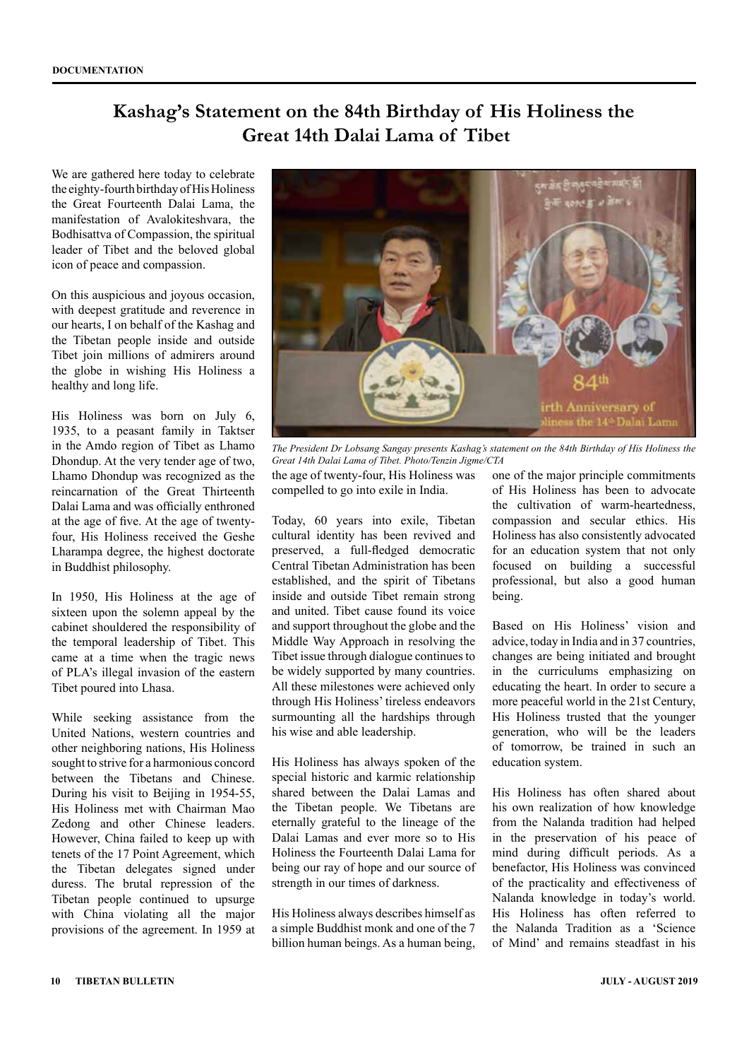DOCUMENTATION

# Kashag's Statement on the 84th Birthday of His Holiness the Great 14th Dalai Lama of Tibet

We are gathered here today to celebrate the eighty-fourth birthday of His Holiness the Great Fourteenth Dalai Lama, the manifestation of Avalokiteshvara, the Bodhisattva of Compassion, the spiritual leader of Tibet and the beloved global icon of peace and compassion.

On this auspicious and joyous occasion, with deepest gratitude and reverence in our hearts, I on behalf of the Kashag and the Tibetan people inside and outside Tibet join millions of admirers around the globe in wishing His Holiness a healthy and long life.

His Holiness was born on July 6, 1935, to a peasant family in Taktser in the Amdo region of Tibet as Lhamo Dhondup. At the very tender age of two, Lhamo Dhondup was recognized as the reincarnation of the Great Thirteenth Dalai Lama and was officially enthroned at the age of five. At the age of twenty-four, His Holiness received the Geshe Lharampa degree, the highest doctorate in Buddhist philosophy.

In 1950, His Holiness at the age of sixteen upon the solemn appeal by the cabinet shouldered the responsibility of the temporal leadership of Tibet. This came at a time when the tragic news of PLA's illegal invasion of the eastern Tibet poured into Lhasa.

While seeking assistance from the United Nations, western countries and other neighboring nations, His Holiness sought to strive for a harmonious concord between the Tibetans and Chinese. During his visit to Beijing in 1954-55, His Holiness met with Chairman Mao Zedong and other Chinese leaders. However, China failed to keep up with tenets of the 17 Point Agreement, which the Tibetan delegates signed under duress. The brutal repression of the Tibetan people continued to upsurge with China violating all the major provisions of the agreement. In 1959 at the age of twenty-four, His Holiness was compelled to go into exile in India.

*The President Dr Lobsang Sangay presents Kashag's statement on the 84th Birthday of His Holiness the Great 14th Dalai Lama of Tibet. Photo/Tenzin Jigme/CTA*

Today, 60 years into exile, Tibetan cultural identity has been revived and preserved, a full-fledged democratic Central Tibetan Administration has been established, and the spirit of Tibetans inside and outside Tibet remain strong and united. Tibet cause found its voice and support throughout the globe and the Middle Way Approach in resolving the Tibet issue through dialogue continues to be widely supported by many countries. All these milestones were achieved only through His Holiness' tireless endeavors surmounting all the hardships through his wise and able leadership.

His Holiness has always spoken of the special historic and karmic relationship shared between the Dalai Lamas and the Tibetan people. We Tibetans are eternally grateful to the lineage of the Dalai Lamas and ever more so to His Holiness the Fourteenth Dalai Lama for being our ray of hope and our source of strength in our times of darkness.

His Holiness always describes himself as a simple Buddhist monk and one of the 7 billion human beings. As a human being, one of the major principle commitments of His Holiness has been to advocate the cultivation of warm-heartedness, compassion and secular ethics. His Holiness has also consistently advocated for an education system that not only focused on building a successful professional, but also a good human being.

Based on His Holiness' vision and advice, today in India and in 37 countries, changes are being initiated and brought in the curriculums emphasizing on educating the heart. In order to secure a more peaceful world in the 21st Century, His Holiness trusted that the younger generation, who will be the leaders of tomorrow, be trained in such an education system.

His Holiness has often shared about his own realization of how knowledge from the Nalanda tradition had helped in the preservation of his peace of mind during difficult periods. As a benefactor, His Holiness was convinced of the practicality and effectiveness of Nalanda knowledge in today's world. His Holiness has often referred to the Nalanda Tradition as a 'Science of Mind' and remains steadfast in his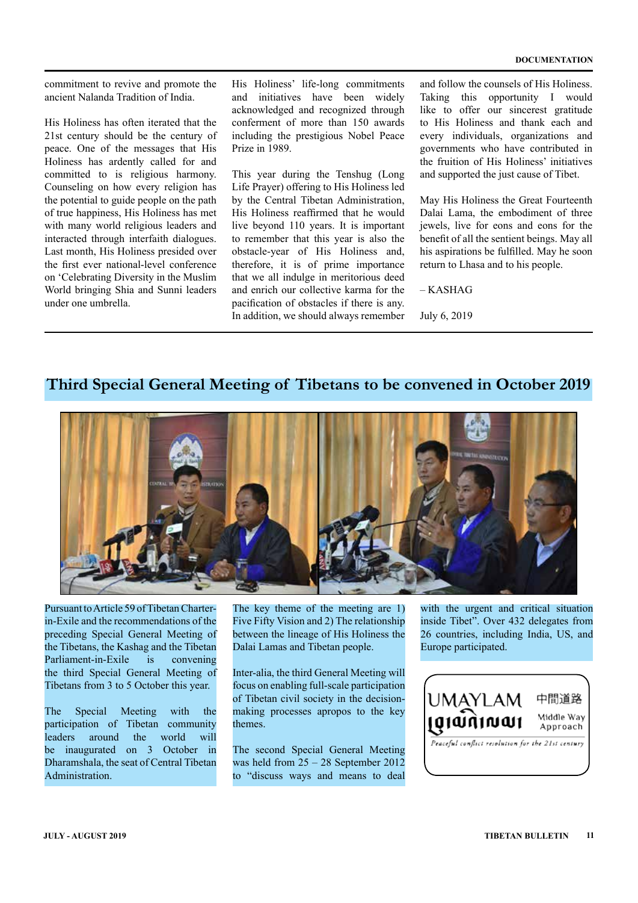commitment to revive and promote the ancient Nalanda Tradition of India.

His Holiness has often iterated that the 21st century should be the century of peace. One of the messages that His Holiness has ardently called for and committed to is religious harmony. Counseling on how every religion has the potential to guide people on the path of true happiness, His Holiness has met with many world religious leaders and interacted through interfaith dialogues. Last month, His Holiness presided over the first ever national-level conference on 'Celebrating Diversity in the Muslim World bringing Shia and Sunni leaders under one umbrella.

His Holiness' life-long commitments and initiatives have been widely acknowledged and recognized through conferment of more than 150 awards including the prestigious Nobel Peace Prize in 1989.

This year during the Tenshug (Long Life Prayer) offering to His Holiness led by the Central Tibetan Administration, His Holiness reaffirmed that he would live beyond 110 years. It is important to remember that this year is also the obstacle-year of His Holiness and, therefore, it is of prime importance that we all indulge in meritorious deed and enrich our collective karma for the pacification of obstacles if there is any. In addition, we should always remember and follow the counsels of His Holiness. Taking this opportunity I would like to offer our sincerest gratitude to His Holiness and thank each and every individuals, organizations and governments who have contributed in the fruition of His Holiness' initiatives and supported the just cause of Tibet.

May His Holiness the Great Fourteenth Dalai Lama, the embodiment of three jewels, live for eons and eons for the benefit of all the sentient beings. May all his aspirations be fulfilled. May he soon return to Lhasa and to his people.

– KASHAG

July 6, 2019

## Third Special General Meeting of Tibetans to be convened in October 2019

Pursuant to Article 59 of Tibetan Charter-in-Exile and the recommendations of the preceding Special General Meeting of the Tibetans, the Kashag and the Tibetan Parliament-in-Exile is convening the third Special General Meeting of Tibetans from 3 to 5 October this year.

The Special Meeting with the participation of Tibetan community leaders around the world will be inaugurated on 3 October in Dharamshala, the seat of Central Tibetan Administration.

The key theme of the meeting are 1) Five Fifty Vision and 2) The relationship between the lineage of His Holiness the Dalai Lamas and Tibetan people.

Inter-alia, the third General Meeting will focus on enabling full-scale participation of Tibetan civil society in the decision-making processes apropos to the key themes.

The second Special General Meeting was held from 25 – 28 September 2012 to "discuss ways and means to deal with the urgent and critical situation inside Tibet". Over 432 delegates from 26 countries, including India, US, and Europe participated.

UMAYLAM 中間道路 Middle Way Approach

*Peaceful conflict resolution for the 21st century*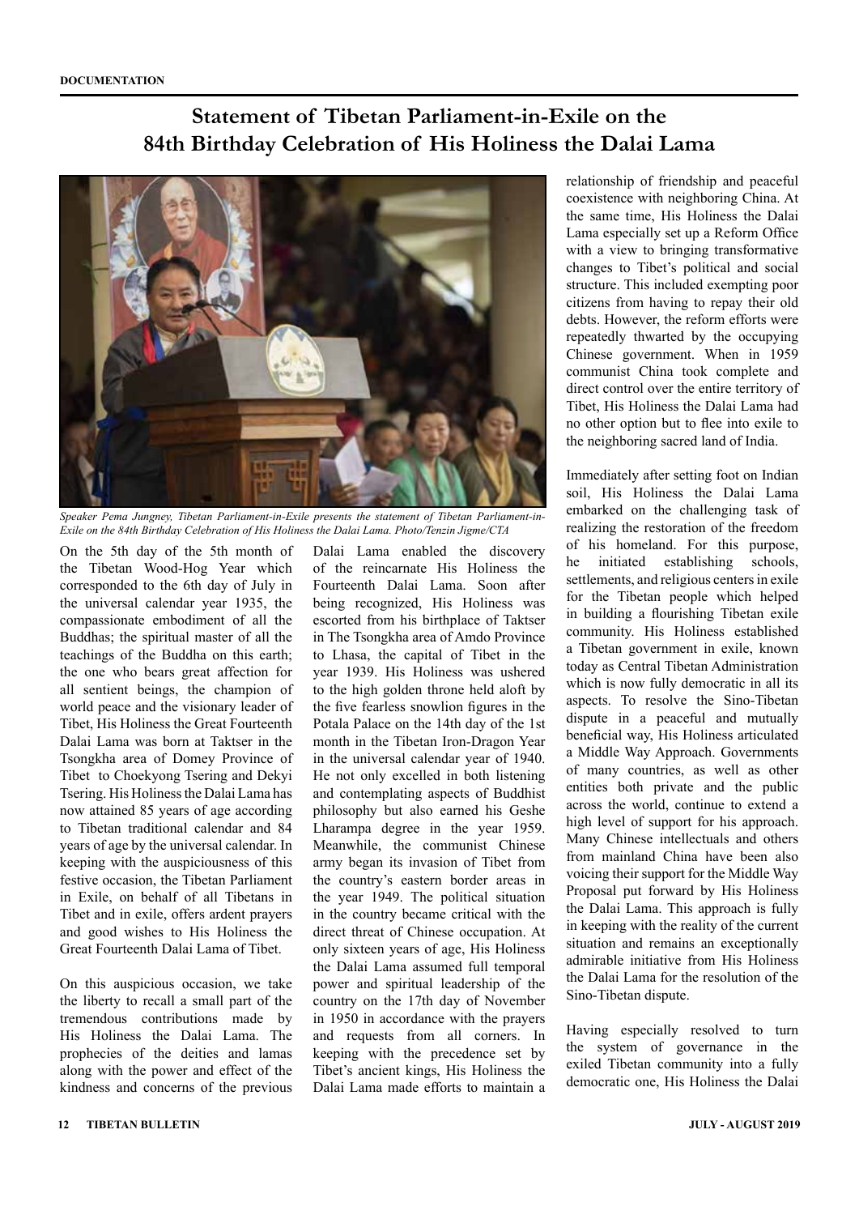# Statement of Tibetan Parliament-in-Exile on the 84th Birthday Celebration of His Holiness the Dalai Lama

*Speaker Pema Jungney, Tibetan Parliament-in-Exile presents the statement of Tibetan Parliament-in-Exile on the 84th Birthday Celebration of His Holiness the Dalai Lama. Photo/Tenzin Jigme/CTA*

On the 5th day of the 5th month of the Tibetan Wood-Hog Year which corresponded to the 6th day of July in the universal calendar year 1935, the compassionate embodiment of all the Buddhas; the spiritual master of all the teachings of the Buddha on this earth; the one who bears great affection for all sentient beings, the champion of world peace and the visionary leader of Tibet, His Holiness the Great Fourteenth Dalai Lama was born at Taktser in the Tsongkha area of Domey Province of Tibet to Choekyong Tsering and Dekyi Tsering. His Holiness the Dalai Lama has now attained 85 years of age according to Tibetan traditional calendar and 84 years of age by the universal calendar. In keeping with the auspiciousness of this festive occasion, the Tibetan Parliament in Exile, on behalf of all Tibetans in Tibet and in exile, offers ardent prayers and good wishes to His Holiness the Great Fourteenth Dalai Lama of Tibet.

On this auspicious occasion, we take the liberty to recall a small part of the tremendous contributions made by His Holiness the Dalai Lama. The prophecies of the deities and lamas along with the power and effect of the kindness and concerns of the previous Dalai Lama enabled the discovery of the reincarnate His Holiness the Fourteenth Dalai Lama. Soon after being recognized, His Holiness was escorted from his birthplace of Taktser in The Tsongkha area of Amdo Province to Lhasa, the capital of Tibet in the year 1939. His Holiness was ushered to the high golden throne held aloft by the five fearless snowlion figures in the Potala Palace on the 14th day of the 1st month in the Tibetan Iron-Dragon Year in the universal calendar year of 1940. He not only excelled in both listening and contemplating aspects of Buddhist philosophy but also earned his Geshe Lharampa degree in the year 1959. Meanwhile, the communist Chinese army began its invasion of Tibet from the country's eastern border areas in the year 1949. The political situation in the country became critical with the direct threat of Chinese occupation. At only sixteen years of age, His Holiness the Dalai Lama assumed full temporal power and spiritual leadership of the country on the 17th day of November in 1950 in accordance with the prayers and requests from all corners. In keeping with the precedence set by Tibet's ancient kings, His Holiness the Dalai Lama made efforts to maintain a relationship of friendship and peaceful coexistence with neighboring China. At the same time, His Holiness the Dalai Lama especially set up a Reform Office with a view to bringing transformative changes to Tibet's political and social structure. This included exempting poor citizens from having to repay their old debts. However, the reform efforts were repeatedly thwarted by the occupying Chinese government. When in 1959 communist China took complete and direct control over the entire territory of Tibet, His Holiness the Dalai Lama had no other option but to flee into exile to the neighboring sacred land of India.

Immediately after setting foot on Indian soil, His Holiness the Dalai Lama embarked on the challenging task of realizing the restoration of the freedom of his homeland. For this purpose, he initiated establishing schools, settlements, and religious centers in exile for the Tibetan people which helped in building a flourishing Tibetan exile community. His Holiness established a Tibetan government in exile, known today as Central Tibetan Administration which is now fully democratic in all its aspects. To resolve the Sino-Tibetan dispute in a peaceful and mutually beneficial way, His Holiness articulated a Middle Way Approach. Governments of many countries, as well as other entities both private and the public across the world, continue to extend a high level of support for his approach. Many Chinese intellectuals and others from mainland China have been also voicing their support for the Middle Way Proposal put forward by His Holiness the Dalai Lama. This approach is fully in keeping with the reality of the current situation and remains an exceptionally admirable initiative from His Holiness the Dalai Lama for the resolution of the Sino-Tibetan dispute.

Having especially resolved to turn the system of governance in the exiled Tibetan community into a fully democratic one, His Holiness the Dalai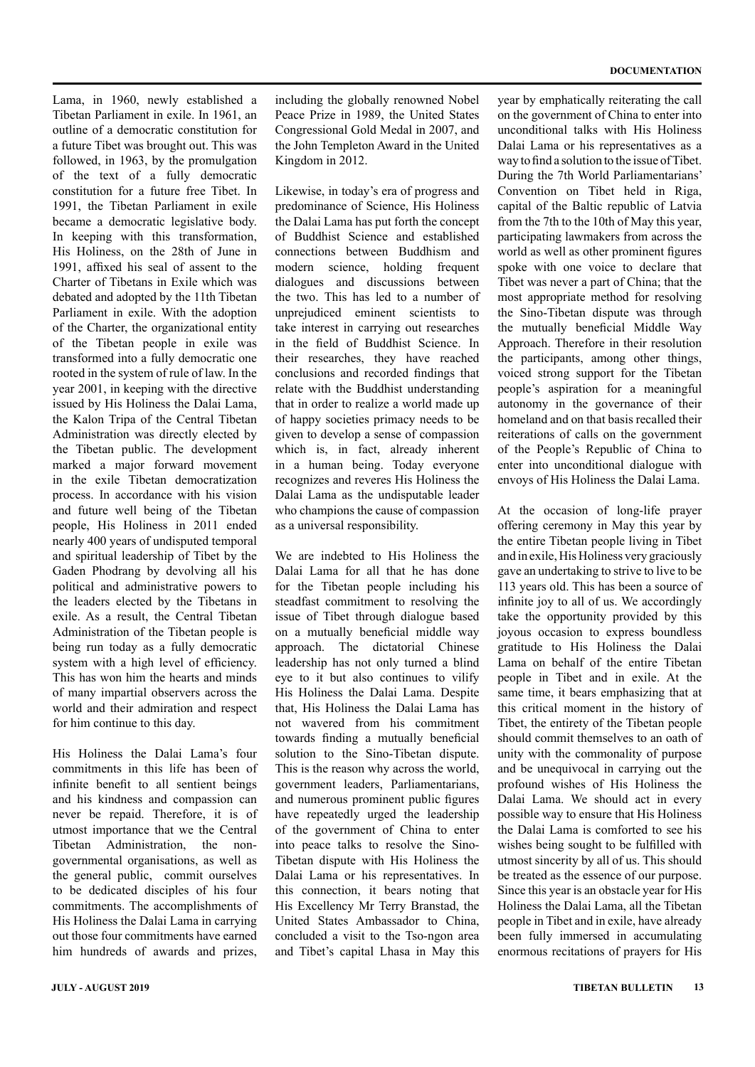Lama, in 1960, newly established a Tibetan Parliament in exile. In 1961, an outline of a democratic constitution for a future Tibet was brought out. This was followed, in 1963, by the promulgation of the text of a fully democratic constitution for a future free Tibet. In 1991, the Tibetan Parliament in exile became a democratic legislative body. In keeping with this transformation, His Holiness, on the 28th of June in 1991, affixed his seal of assent to the Charter of Tibetans in Exile which was debated and adopted by the 11th Tibetan Parliament in exile. With the adoption of the Charter, the organizational entity of the Tibetan people in exile was transformed into a fully democratic one rooted in the system of rule of law. In the year 2001, in keeping with the directive issued by His Holiness the Dalai Lama, the Kalon Tripa of the Central Tibetan Administration was directly elected by the Tibetan public. The development marked a major forward movement in the exile Tibetan democratization process. In accordance with his vision and future well being of the Tibetan people, His Holiness in 2011 ended nearly 400 years of undisputed temporal and spiritual leadership of Tibet by the Gaden Phodrang by devolving all his political and administrative powers to the leaders elected by the Tibetans in exile. As a result, the Central Tibetan Administration of the Tibetan people is being run today as a fully democratic system with a high level of efficiency. This has won him the hearts and minds of many impartial observers across the world and their admiration and respect for him continue to this day.

His Holiness the Dalai Lama's four commitments in this life has been of infinite benefit to all sentient beings and his kindness and compassion can never be repaid. Therefore, it is of utmost importance that we the Central Tibetan Administration, the non-governmental organisations, as well as the general public, commit ourselves to be dedicated disciples of his four commitments. The accomplishments of His Holiness the Dalai Lama in carrying out those four commitments have earned him hundreds of awards and prizes, including the globally renowned Nobel Peace Prize in 1989, the United States Congressional Gold Medal in 2007, and the John Templeton Award in the United Kingdom in 2012.

Likewise, in today's era of progress and predominance of Science, His Holiness the Dalai Lama has put forth the concept of Buddhist Science and established connections between Buddhism and modern science, holding frequent dialogues and discussions between the two. This has led to a number of unprejudiced eminent scientists to take interest in carrying out researches in the field of Buddhist Science. In their researches, they have reached conclusions and recorded findings that relate with the Buddhist understanding that in order to realize a world made up of happy societies primacy needs to be given to develop a sense of compassion which is, in fact, already inherent in a human being. Today everyone recognizes and reveres His Holiness the Dalai Lama as the undisputable leader who champions the cause of compassion as a universal responsibility.

We are indebted to His Holiness the Dalai Lama for all that he has done for the Tibetan people including his steadfast commitment to resolving the issue of Tibet through dialogue based on a mutually beneficial middle way approach. The dictatorial Chinese leadership has not only turned a blind eye to it but also continues to vilify His Holiness the Dalai Lama. Despite that, His Holiness the Dalai Lama has not wavered from his commitment towards finding a mutually beneficial solution to the Sino-Tibetan dispute. This is the reason why across the world, government leaders, Parliamentarians, and numerous prominent public figures have repeatedly urged the leadership of the government of China to enter into peace talks to resolve the Sino-Tibetan dispute with His Holiness the Dalai Lama or his representatives. In this connection, it bears noting that His Excellency Mr Terry Branstad, the United States Ambassador to China, concluded a visit to the Tso-ngon area and Tibet's capital Lhasa in May this year by emphatically reiterating the call on the government of China to enter into unconditional talks with His Holiness Dalai Lama or his representatives as a way to find a solution to the issue of Tibet. During the 7th World Parliamentarians' Convention on Tibet held in Riga, capital of the Baltic republic of Latvia from the 7th to the 10th of May this year, participating lawmakers from across the world as well as other prominent figures spoke with one voice to declare that Tibet was never a part of China; that the most appropriate method for resolving the Sino-Tibetan dispute was through the mutually beneficial Middle Way Approach. Therefore in their resolution the participants, among other things, voiced strong support for the Tibetan people's aspiration for a meaningful autonomy in the governance of their homeland and on that basis recalled their reiterations of calls on the government of the People's Republic of China to enter into unconditional dialogue with envoys of His Holiness the Dalai Lama.

At the occasion of long-life prayer offering ceremony in May this year by the entire Tibetan people living in Tibet and in exile, His Holiness very graciously gave an undertaking to strive to live to be 113 years old. This has been a source of infinite joy to all of us. We accordingly take the opportunity provided by this joyous occasion to express boundless gratitude to His Holiness the Dalai Lama on behalf of the entire Tibetan people in Tibet and in exile. At the same time, it bears emphasizing that at this critical moment in the history of Tibet, the entirety of the Tibetan people should commit themselves to an oath of unity with the commonality of purpose and be unequivocal in carrying out the profound wishes of His Holiness the Dalai Lama. We should act in every possible way to ensure that His Holiness the Dalai Lama is comforted to see his wishes being sought to be fulfilled with utmost sincerity by all of us. This should be treated as the essence of our purpose. Since this year is an obstacle year for His Holiness the Dalai Lama, all the Tibetan people in Tibet and in exile, have already been fully immersed in accumulating enormous recitations of prayers for His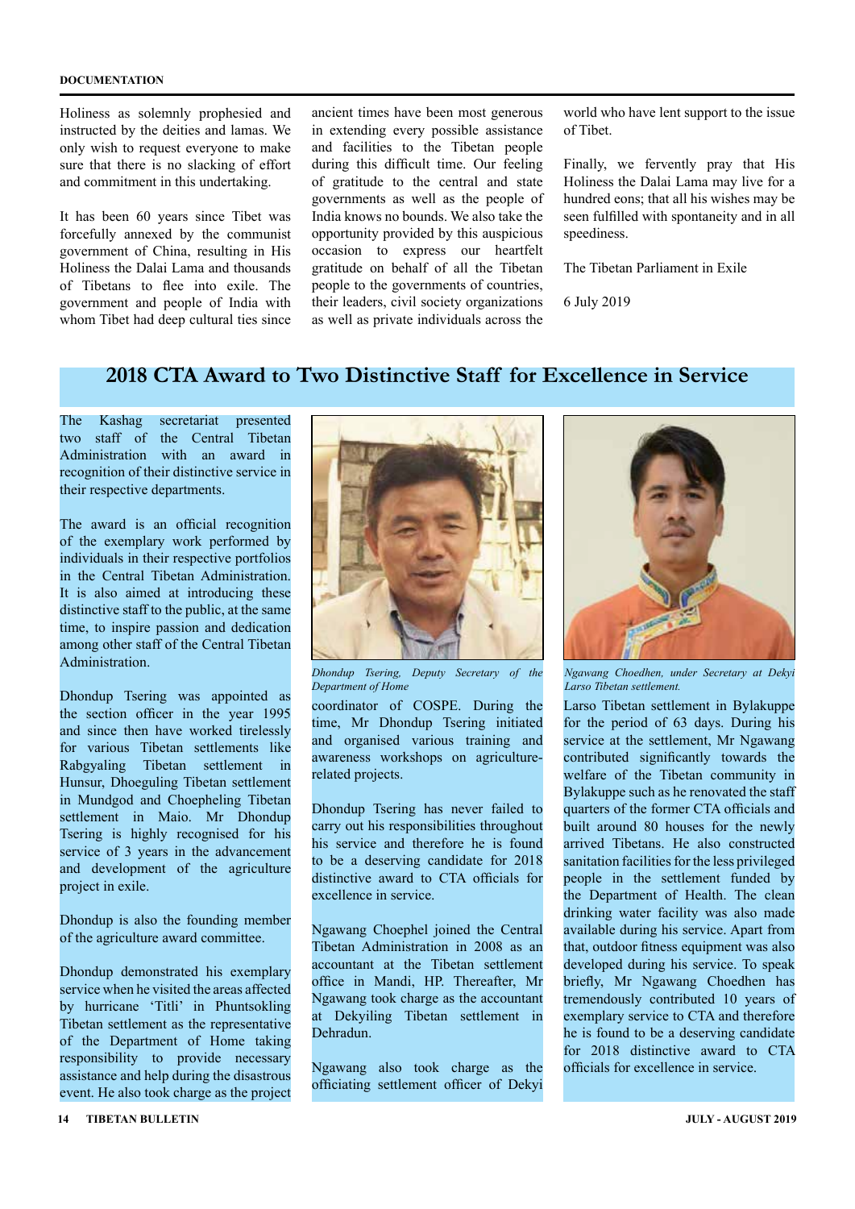Holiness as solemnly prophesied and instructed by the deities and lamas. We only wish to request everyone to make sure that there is no slacking of effort and commitment in this undertaking.

It has been 60 years since Tibet was forcefully annexed by the communist government of China, resulting in His Holiness the Dalai Lama and thousands of Tibetans to flee into exile. The government and people of India with whom Tibet had deep cultural ties since ancient times have been most generous in extending every possible assistance and facilities to the Tibetan people during this difficult time. Our feeling of gratitude to the central and state governments as well as the people of India knows no bounds. We also take the opportunity provided by this auspicious occasion to express our heartfelt gratitude on behalf of all the Tibetan people to the governments of countries, their leaders, civil society organizations as well as private individuals across the world who have lent support to the issue of Tibet.

Finally, we fervently pray that His Holiness the Dalai Lama may live for a hundred eons; that all his wishes may be seen fulfilled with spontaneity and in all speediness.

The Tibetan Parliament in Exile

6 July 2019

## 2018 CTA Award to Two Distinctive Staff for Excellence in Service

The Kashag secretariat presented two staff of the Central Tibetan Administration with an award in recognition of their distinctive service in their respective departments.

The award is an official recognition of the exemplary work performed by individuals in their respective portfolios in the Central Tibetan Administration. It is also aimed at introducing these distinctive staff to the public, at the same time, to inspire passion and dedication among other staff of the Central Tibetan Administration.

Dhondup Tsering was appointed as the section officer in the year 1995 and since then have worked tirelessly for various Tibetan settlements like Rabgyaling Tibetan settlement in Hunsur, Dhoeguling Tibetan settlement in Mundgod and Choepheling Tibetan settlement in Maio. Mr Dhondup Tsering is highly recognised for his service of 3 years in the advancement and development of the agriculture project in exile.

Dhondup is also the founding member of the agriculture award committee.

Dhondup demonstrated his exemplary service when he visited the areas affected by hurricane 'Titli' in Phuntsokling Tibetan settlement as the representative of the Department of Home taking responsibility to provide necessary assistance and help during the disastrous event. He also took charge as the project coordinator of COSPE. During the time, Mr Dhondup Tsering initiated and organised various training and awareness workshops on agriculture-related projects.

*Dhondup Tsering, Deputy Secretary of the Department of Home*

Dhondup Tsering has never failed to carry out his responsibilities throughout his service and therefore he is found to be a deserving candidate for 2018 distinctive award to CTA officials for excellence in service.

Ngawang Choephel joined the Central Tibetan Administration in 2008 as an accountant at the Tibetan settlement office in Mandi, HP. Thereafter, Mr Ngawang took charge as the accountant at Dekyiling Tibetan settlement in Dehradun.

Ngawang also took charge as the officiating settlement officer of Dekyi Larso Tibetan settlement in Bylakuppe for the period of 63 days. During his service at the settlement, Mr Ngawang contributed significantly towards the welfare of the Tibetan community in Bylakuppe such as he renovated the staff quarters of the former CTA officials and built around 80 houses for the newly arrived Tibetans. He also constructed sanitation facilities for the less privileged people in the settlement funded by the Department of Health. The clean drinking water facility was also made available during his service. Apart from that, outdoor fitness equipment was also developed during his service. To speak briefly, Mr Ngawang Choedhen has tremendously contributed 10 years of exemplary service to CTA and therefore he is found to be a deserving candidate for 2018 distinctive award to CTA officials for excellence in service.

*Ngawang Choedhen, under Secretary at Dekyi Larso Tibetan settlement.*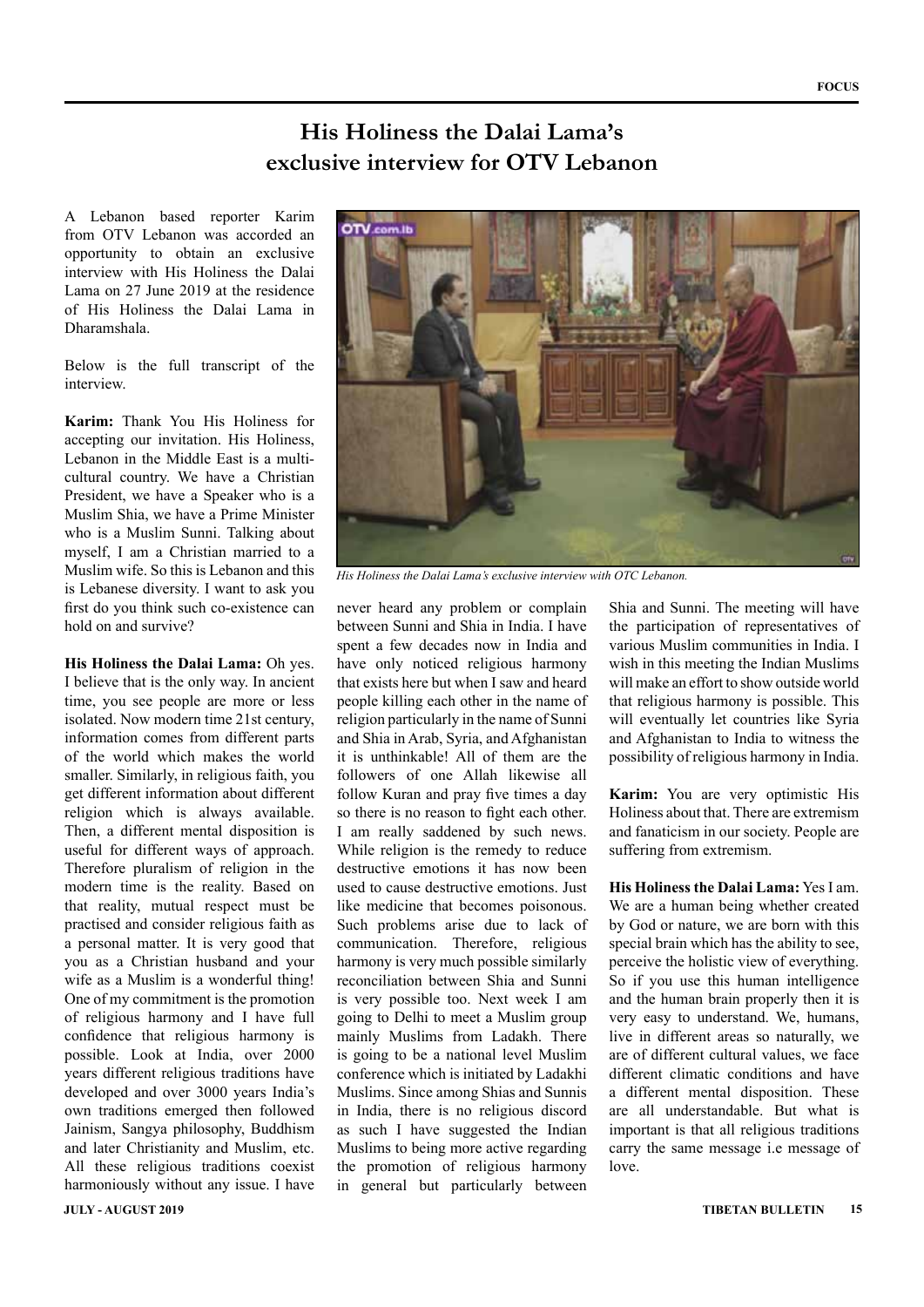# His Holiness the Dalai Lama's exclusive interview for OTV Lebanon

A Lebanon based reporter Karim from OTV Lebanon was accorded an opportunity to obtain an exclusive interview with His Holiness the Dalai Lama on 27 June 2019 at the residence of His Holiness the Dalai Lama in Dharamshala.

Below is the full transcript of the interview.

*His Holiness the Dalai Lama's exclusive interview with OTC Lebanon.*

**Karim:** Thank You His Holiness for accepting our invitation. His Holiness, Lebanon in the Middle East is a multi-cultural country. We have a Christian President, we have a Speaker who is a Muslim Shia, we have a Prime Minister who is a Muslim Sunni. Talking about myself, I am a Christian married to a Muslim wife. So this is Lebanon and this is Lebanese diversity. I want to ask you first do you think such co-existence can hold on and survive?

**His Holiness the Dalai Lama:** Oh yes. I believe that is the only way. In ancient time, you see people are more or less isolated. Now modern time 21st century, information comes from different parts of the world which makes the world smaller. Similarly, in religious faith, you get different information about different religion which is always available. Then, a different mental disposition is useful for different ways of approach. Therefore pluralism of religion in the modern time is the reality. Based on that reality, mutual respect must be practised and consider religious faith as a personal matter. It is very good that you as a Christian husband and your wife as a Muslim is a wonderful thing! One of my commitment is the promotion of religious harmony and I have full confidence that religious harmony is possible. Look at India, over 2000 years different religious traditions have developed and over 3000 years India's own traditions emerged then followed Jainism, Sangya philosophy, Buddhism and later Christianity and Muslim, etc. All these religious traditions coexist harmoniously without any issue. I have never heard any problem or complain between Sunni and Shia in India. I have spent a few decades now in India and have only noticed religious harmony that exists here but when I saw and heard people killing each other in the name of religion particularly in the name of Sunni and Shia in Arab, Syria, and Afghanistan it is unthinkable! All of them are the followers of one Allah likewise all follow Kuran and pray five times a day so there is no reason to fight each other. I am really saddened by such news. While religion is the remedy to reduce destructive emotions it has now been used to cause destructive emotions. Just like medicine that becomes poisonous. Such problems arise due to lack of communication. Therefore, religious harmony is very much possible similarly reconciliation between Shia and Sunni is very possible too. Next week I am going to Delhi to meet a Muslim group mainly Muslims from Ladakh. There is going to be a national level Muslim conference which is initiated by Ladakhi Muslims. Since among Shias and Sunnis in India, there is no religious discord as such I have suggested the Indian Muslims to being more active regarding the promotion of religious harmony in general but particularly between Shia and Sunni. The meeting will have the participation of representatives of various Muslim communities in India. I wish in this meeting the Indian Muslims will make an effort to show outside world that religious harmony is possible. This will eventually let countries like Syria and Afghanistan to India to witness the possibility of religious harmony in India.

**Karim:** You are very optimistic His Holiness about that. There are extremism and fanaticism in our society. People are suffering from extremism.

**His Holiness the Dalai Lama:** Yes I am. We are a human being whether created by God or nature, we are born with this special brain which has the ability to see, perceive the holistic view of everything. So if you use this human intelligence and the human brain properly then it is very easy to understand. We, humans, live in different areas so naturally, we are of different cultural values, we face different climatic conditions and have a different mental disposition. These are all understandable. But what is important is that all religious traditions carry the same message i.e message of love.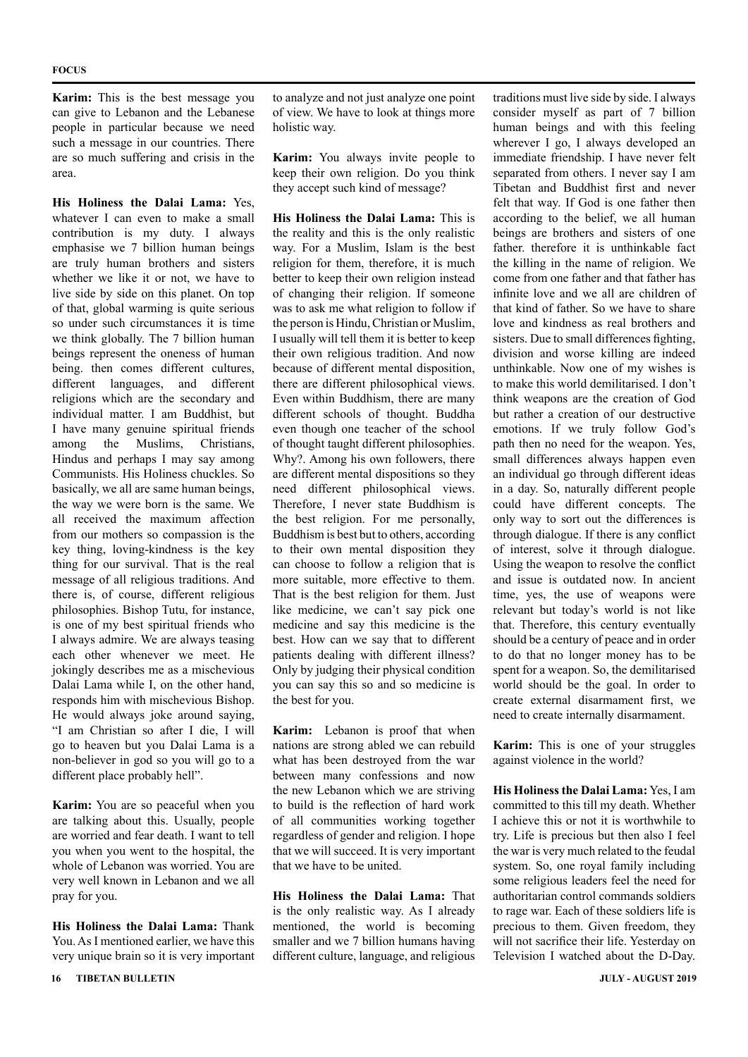**Karim:** This is the best message you can give to Lebanon and the Lebanese people in particular because we need such a message in our countries. There are so much suffering and crisis in the area.

**His Holiness the Dalai Lama:** Yes, whatever I can even to make a small contribution is my duty. I always emphasise we 7 billion human beings are truly human brothers and sisters whether we like it or not, we have to live side by side on this planet. On top of that, global warming is quite serious so under such circumstances it is time we think globally. The 7 billion human beings represent the oneness of human being. then comes different cultures, different languages, and different religions which are the secondary and individual matter. I am Buddhist, but I have many genuine spiritual friends among the Muslims, Christians, Hindus and perhaps I may say among Communists. His Holiness chuckles. So basically, we all are same human beings, the way we were born is the same. We all received the maximum affection from our mothers so compassion is the key thing, loving-kindness is the key thing for our survival. That is the real message of all religious traditions. And there is, of course, different religious philosophies. Bishop Tutu, for instance, is one of my best spiritual friends who I always admire. We are always teasing each other whenever we meet. He jokingly describes me as a mischevious Dalai Lama while I, on the other hand, responds him with mischevious Bishop. He would always joke around saying, "I am Christian so after I die, I will go to heaven but you Dalai Lama is a non-believer in god so you will go to a different place probably hell".

**Karim:** You are so peaceful when you are talking about this. Usually, people are worried and fear death. I want to tell you when you went to the hospital, the whole of Lebanon was worried. You are very well known in Lebanon and we all pray for you.

**His Holiness the Dalai Lama:** Thank You. As I mentioned earlier, we have this very unique brain so it is very important to analyze and not just analyze one point of view. We have to look at things more holistic way.

**Karim:** You always invite people to keep their own religion. Do you think they accept such kind of message?

**His Holiness the Dalai Lama:** This is the reality and this is the only realistic way. For a Muslim, Islam is the best religion for them, therefore, it is much better to keep their own religion instead of changing their religion. If someone was to ask me what religion to follow if the person is Hindu, Christian or Muslim, I usually will tell them it is better to keep their own religious tradition. And now because of different mental disposition, there are different philosophical views. Even within Buddhism, there are many different schools of thought. Buddha even though one teacher of the school of thought taught different philosophies. Why?. Among his own followers, there are different mental dispositions so they need different philosophical views. Therefore, I never state Buddhism is the best religion. For me personally, Buddhism is best but to others, according to their own mental disposition they can choose to follow a religion that is more suitable, more effective to them. That is the best religion for them. Just like medicine, we can't say pick one medicine and say this medicine is the best. How can we say that to different patients dealing with different illness? Only by judging their physical condition you can say this so and so medicine is the best for you.

**Karim:** Lebanon is proof that when nations are strong abled we can rebuild what has been destroyed from the war between many confessions and now the new Lebanon which we are striving to build is the reflection of hard work of all communities working together regardless of gender and religion. I hope that we will succeed. It is very important that we have to be united.

**His Holiness the Dalai Lama:** That is the only realistic way. As I already mentioned, the world is becoming smaller and we 7 billion humans having different culture, language, and religious traditions must live side by side. I always consider myself as part of 7 billion human beings and with this feeling wherever I go, I always developed an immediate friendship. I have never felt separated from others. I never say I am Tibetan and Buddhist first and never felt that way. If God is one father then according to the belief, we all human beings are brothers and sisters of one father. therefore it is unthinkable fact the killing in the name of religion. We come from one father and that father has infinite love and we all are children of that kind of father. So we have to share love and kindness as real brothers and sisters. Due to small differences fighting, division and worse killing are indeed unthinkable. Now one of my wishes is to make this world demilitarised. I don't think weapons are the creation of God but rather a creation of our destructive emotions. If we truly follow God's path then no need for the weapon. Yes, small differences always happen even an individual go through different ideas in a day. So, naturally different people could have different concepts. The only way to sort out the differences is through dialogue. If there is any conflict of interest, solve it through dialogue. Using the weapon to resolve the conflict and issue is outdated now. In ancient time, yes, the use of weapons were relevant but today's world is not like that. Therefore, this century eventually should be a century of peace and in order to do that no longer money has to be spent for a weapon. So, the demilitarised world should be the goal. In order to create external disarmament first, we need to create internally disarmament.

**Karim:** This is one of your struggles against violence in the world?

**His Holiness the Dalai Lama:** Yes, I am committed to this till my death. Whether I achieve this or not it is worthwhile to try. Life is precious but then also I feel the war is very much related to the feudal system. So, one royal family including some religious leaders feel the need for authoritarian control commands soldiers to rage war. Each of these soldiers life is precious to them. Given freedom, they will not sacrifice their life. Yesterday on Television I watched about the D-Day.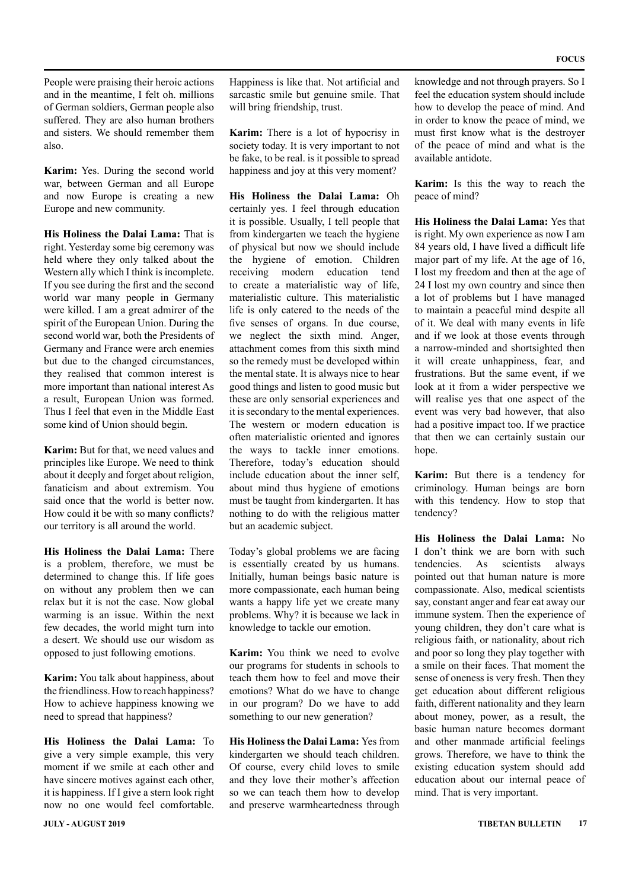People were praising their heroic actions and in the meantime, I felt oh. millions of German soldiers, German people also suffered. They are also human brothers and sisters. We should remember them also.

**Karim:** Yes. During the second world war, between German and all Europe and now Europe is creating a new Europe and new community.

**His Holiness the Dalai Lama:** That is right. Yesterday some big ceremony was held where they only talked about the Western ally which I think is incomplete. If you see during the first and the second world war many people in Germany were killed. I am a great admirer of the spirit of the European Union. During the second world war, both the Presidents of Germany and France were arch enemies but due to the changed circumstances, they realised that common interest is more important than national interest As a result, European Union was formed. Thus I feel that even in the Middle East some kind of Union should begin.

**Karim:** But for that, we need values and principles like Europe. We need to think about it deeply and forget about religion, fanaticism and about extremism. You said once that the world is better now. How could it be with so many conflicts? our territory is all around the world.

**His Holiness the Dalai Lama:** There is a problem, therefore, we must be determined to change this. If life goes on without any problem then we can relax but it is not the case. Now global warming is an issue. Within the next few decades, the world might turn into a desert. We should use our wisdom as opposed to just following emotions.

**Karim:** You talk about happiness, about the friendliness. How to reach happiness? How to achieve happiness knowing we need to spread that happiness?

**His Holiness the Dalai Lama:** To give a very simple example, this very moment if we smile at each other and have sincere motives against each other, it is happiness. If I give a stern look right now no one would feel comfortable. Happiness is like that. Not artificial and sarcastic smile but genuine smile. That will bring friendship, trust.

**Karim:** There is a lot of hypocrisy in society today. It is very important to not be fake, to be real. is it possible to spread happiness and joy at this very moment?

**His Holiness the Dalai Lama:** Oh certainly yes. I feel through education it is possible. Usually, I tell people that from kindergarten we teach the hygiene of physical but now we should include the hygiene of emotion. Children receiving modern education tend to create a materialistic way of life, materialistic culture. This materialistic life is only catered to the needs of the five senses of organs. In due course, we neglect the sixth mind. Anger, attachment comes from this sixth mind so the remedy must be developed within the mental state. It is always nice to hear good things and listen to good music but these are only sensorial experiences and it is secondary to the mental experiences. The western or modern education is often materialistic oriented and ignores the ways to tackle inner emotions. Therefore, today's education should include education about the inner self, about mind thus hygiene of emotions must be taught from kindergarten. It has nothing to do with the religious matter but an academic subject.

Today's global problems we are facing is essentially created by us humans. Initially, human beings basic nature is more compassionate, each human being wants a happy life yet we create many problems. Why? it is because we lack in knowledge to tackle our emotion.

**Karim:** You think we need to evolve our programs for students in schools to teach them how to feel and move their emotions? What do we have to change in our program? Do we have to add something to our new generation?

**His Holiness the Dalai Lama:** Yes from kindergarten we should teach children. Of course, every child loves to smile and they love their mother's affection so we can teach them how to develop and preserve warmheartedness through knowledge and not through prayers. So I feel the education system should include how to develop the peace of mind. And in order to know the peace of mind, we must first know what is the destroyer of the peace of mind and what is the available antidote.

**Karim:** Is this the way to reach the peace of mind?

**His Holiness the Dalai Lama:** Yes that is right. My own experience as now I am 84 years old, I have lived a difficult life major part of my life. At the age of 16, I lost my freedom and then at the age of 24 I lost my own country and since then a lot of problems but I have managed to maintain a peaceful mind despite all of it. We deal with many events in life and if we look at those events through a narrow-minded and shortsighted then it will create unhappiness, fear, and frustrations. But the same event, if we look at it from a wider perspective we will realise yes that one aspect of the event was very bad however, that also had a positive impact too. If we practice that then we can certainly sustain our hope.

**Karim:** But there is a tendency for criminology. Human beings are born with this tendency. How to stop that tendency?

**His Holiness the Dalai Lama:** No I don't think we are born with such tendencies. As scientists always pointed out that human nature is more compassionate. Also, medical scientists say, constant anger and fear eat away our immune system. Then the experience of young children, they don't care what is religious faith, or nationality, about rich and poor so long they play together with a smile on their faces. That moment the sense of oneness is very fresh. Then they get education about different religious faith, different nationality and they learn about money, power, as a result, the basic human nature becomes dormant and other manmade artificial feelings grows. Therefore, we have to think the existing education system should add education about our internal peace of mind. That is very important.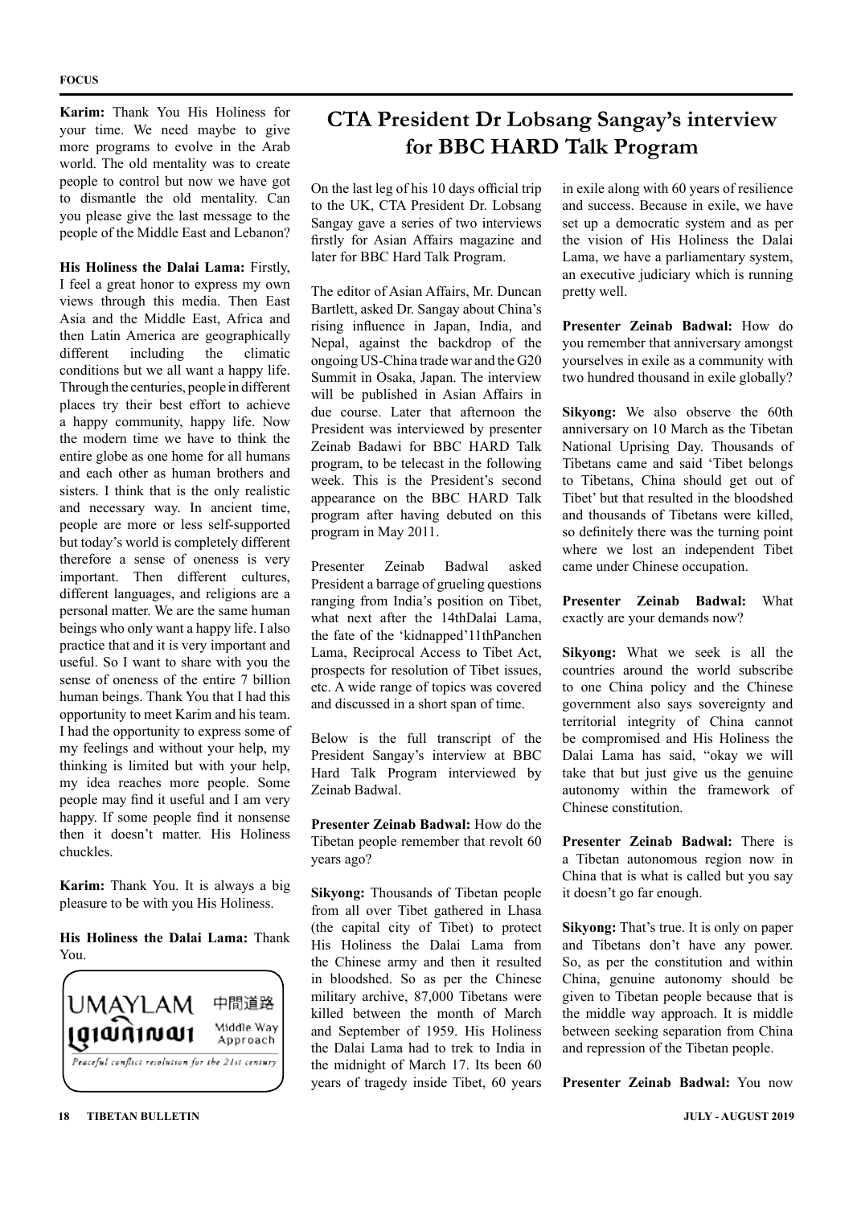**Karim:** Thank You His Holiness for your time. We need maybe to give more programs to evolve in the Arab world. The old mentality was to create people to control but now we have got to dismantle the old mentality. Can you please give the last message to the people of the Middle East and Lebanon?

**His Holiness the Dalai Lama:** Firstly, I feel a great honor to express my own views through this media. Then East Asia and the Middle East, Africa and then Latin America are geographically different including the climatic conditions but we all want a happy life. Through the centuries, people in different places try their best effort to achieve a happy community, happy life. Now the modern time we have to think the entire globe as one home for all humans and each other as human brothers and sisters. I think that is the only realistic and necessary way. In ancient time, people are more or less self-supported but today's world is completely different therefore a sense of oneness is very important. Then different cultures, different languages, and religions are a personal matter. We are the same human beings who only want a happy life. I also practice that and it is very important and useful. So I want to share with you the sense of oneness of the entire 7 billion human beings. Thank You that I had this opportunity to meet Karim and his team. I had the opportunity to express some of my feelings and without your help, my thinking is limited but with your help, my idea reaches more people. Some people may find it useful and I am very happy. If some people find it nonsense then it doesn't matter. His Holiness chuckles.

**Karim:** Thank You. It is always a big pleasure to be with you His Holiness.

**His Holiness the Dalai Lama:** Thank You.

UMAYLAM 中間道路 Middle Way Approach

*Peaceful conflict resolution for the 21st century*

# CTA President Dr Lobsang Sangay's interview for BBC HARD Talk Program

On the last leg of his 10 days official trip to the UK, CTA President Dr. Lobsang Sangay gave a series of two interviews firstly for Asian Affairs magazine and later for BBC Hard Talk Program.

The editor of Asian Affairs, Mr. Duncan Bartlett, asked Dr. Sangay about China's rising influence in Japan, India, and Nepal, against the backdrop of the ongoing US-China trade war and the G20 Summit in Osaka, Japan. The interview will be published in Asian Affairs in due course. Later that afternoon the President was interviewed by presenter Zeinab Badawi for BBC HARD Talk program, to be telecast in the following week. This is the President's second appearance on the BBC HARD Talk program after having debuted on this program in May 2011.

Presenter Zeinab Badwal asked President a barrage of grueling questions ranging from India's position on Tibet, what next after the 14thDalai Lama, the fate of the 'kidnapped'11thPanchen Lama, Reciprocal Access to Tibet Act, prospects for resolution of Tibet issues, etc. A wide range of topics was covered and discussed in a short span of time.

Below is the full transcript of the President Sangay's interview at BBC Hard Talk Program interviewed by Zeinab Badwal.

**Presenter Zeinab Badwal:** How do the Tibetan people remember that revolt 60 years ago?

**Sikyong:** Thousands of Tibetan people from all over Tibet gathered in Lhasa (the capital city of Tibet) to protect His Holiness the Dalai Lama from the Chinese army and then it resulted in bloodshed. So as per the Chinese military archive, 87,000 Tibetans were killed between the month of March and September of 1959. His Holiness the Dalai Lama had to trek to India in the midnight of March 17. Its been 60 years of tragedy inside Tibet, 60 years in exile along with 60 years of resilience and success. Because in exile, we have set up a democratic system and as per the vision of His Holiness the Dalai Lama, we have a parliamentary system, an executive judiciary which is running pretty well.

**Presenter Zeinab Badwal:** How do you remember that anniversary amongst yourselves in exile as a community with two hundred thousand in exile globally?

**Sikyong:** We also observe the 60th anniversary on 10 March as the Tibetan National Uprising Day. Thousands of Tibetans came and said 'Tibet belongs to Tibetans, China should get out of Tibet' but that resulted in the bloodshed and thousands of Tibetans were killed, so definitely there was the turning point where we lost an independent Tibet came under Chinese occupation.

**Presenter Zeinab Badwal:** What exactly are your demands now?

**Sikyong:** What we seek is all the countries around the world subscribe to one China policy and the Chinese government also says sovereignty and territorial integrity of China cannot be compromised and His Holiness the Dalai Lama has said, "okay we will take that but just give us the genuine autonomy within the framework of Chinese constitution.

**Presenter Zeinab Badwal:** There is a Tibetan autonomous region now in China that is what is called but you say it doesn't go far enough.

**Sikyong:** That's true. It is only on paper and Tibetans don't have any power. So, as per the constitution and within China, genuine autonomy should be given to Tibetan people because that is the middle way approach. It is middle between seeking separation from China and repression of the Tibetan people.

**Presenter Zeinab Badwal:** You now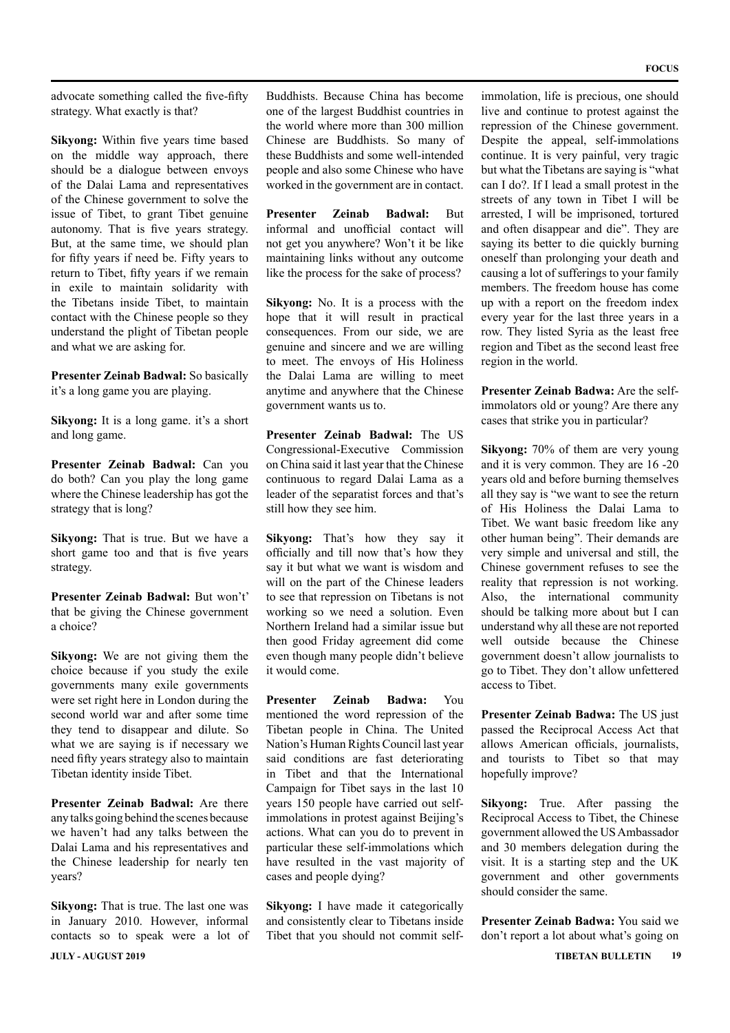advocate something called the five-fifty strategy. What exactly is that?

**Sikyong:** Within five years time based on the middle way approach, there should be a dialogue between envoys of the Dalai Lama and representatives of the Chinese government to solve the issue of Tibet, to grant Tibet genuine autonomy. That is five years strategy. But, at the same time, we should plan for fifty years if need be. Fifty years to return to Tibet, fifty years if we remain in exile to maintain solidarity with the Tibetans inside Tibet, to maintain contact with the Chinese people so they understand the plight of Tibetan people and what we are asking for.

**Presenter Zeinab Badwal:** So basically it's a long game you are playing.

**Sikyong:** It is a long game. it's a short and long game.

**Presenter Zeinab Badwal:** Can you do both? Can you play the long game where the Chinese leadership has got the strategy that is long?

**Sikyong:** That is true. But we have a short game too and that is five years strategy.

**Presenter Zeinab Badwal:** But won't' that be giving the Chinese government a choice?

**Sikyong:** We are not giving them the choice because if you study the exile governments many exile governments were set right here in London during the second world war and after some time they tend to disappear and dilute. So what we are saying is if necessary we need fifty years strategy also to maintain Tibetan identity inside Tibet.

**Presenter Zeinab Badwal:** Are there any talks going behind the scenes because we haven't had any talks between the Dalai Lama and his representatives and the Chinese leadership for nearly ten years?

**Sikyong:** That is true. The last one was in January 2010. However, informal contacts so to speak were a lot of Buddhists. Because China has become one of the largest Buddhist countries in the world where more than 300 million Chinese are Buddhists. So many of these Buddhists and some well-intended people and also some Chinese who have worked in the government are in contact.

**Presenter Zeinab Badwal:** But informal and unofficial contact will not get you anywhere? Won't it be like maintaining links without any outcome like the process for the sake of process?

**Sikyong:** No. It is a process with the hope that it will result in practical consequences. From our side, we are genuine and sincere and we are willing to meet. The envoys of His Holiness the Dalai Lama are willing to meet anytime and anywhere that the Chinese government wants us to.

**Presenter Zeinab Badwal:** The US Congressional-Executive Commission on China said it last year that the Chinese continuous to regard Dalai Lama as a leader of the separatist forces and that's still how they see him.

**Sikyong:** That's how they say it officially and till now that's how they say it but what we want is wisdom and will on the part of the Chinese leaders to see that repression on Tibetans is not working so we need a solution. Even Northern Ireland had a similar issue but then good Friday agreement did come even though many people didn't believe it would come.

**Presenter Zeinab Badwa:** You mentioned the word repression of the Tibetan people in China. The United Nation's Human Rights Council last year said conditions are fast deteriorating in Tibet and that the International Campaign for Tibet says in the last 10 years 150 people have carried out self-immolations in protest against Beijing's actions. What can you do to prevent in particular these self-immolations which have resulted in the vast majority of cases and people dying?

**Sikyong:** I have made it categorically and consistently clear to Tibetans inside Tibet that you should not commit self-immolation, life is precious, one should live and continue to protest against the repression of the Chinese government. Despite the appeal, self-immolations continue. It is very painful, very tragic but what the Tibetans are saying is "what can I do?. If I lead a small protest in the streets of any town in Tibet I will be arrested, I will be imprisoned, tortured and often disappear and die". They are saying its better to die quickly burning oneself than prolonging your death and causing a lot of sufferings to your family members. The freedom house has come up with a report on the freedom index every year for the last three years in a row. They listed Syria as the least free region and Tibet as the second least free region in the world.

**Presenter Zeinab Badwa:** Are the self-immolators old or young? Are there any cases that strike you in particular?

**Sikyong:** 70% of them are very young and it is very common. They are 16 -20 years old and before burning themselves all they say is "we want to see the return of His Holiness the Dalai Lama to Tibet. We want basic freedom like any other human being". Their demands are very simple and universal and still, the Chinese government refuses to see the reality that repression is not working. Also, the international community should be talking more about but I can understand why all these are not reported well outside because the Chinese government doesn't allow journalists to go to Tibet. They don't allow unfettered access to Tibet.

**Presenter Zeinab Badwa:** The US just passed the Reciprocal Access Act that allows American officials, journalists, and tourists to Tibet so that may hopefully improve?

**Sikyong:** True. After passing the Reciprocal Access to Tibet, the Chinese government allowed the US Ambassador and 30 members delegation during the visit. It is a starting step and the UK government and other governments should consider the same.

**Presenter Zeinab Badwa:** You said we don't report a lot about what's going on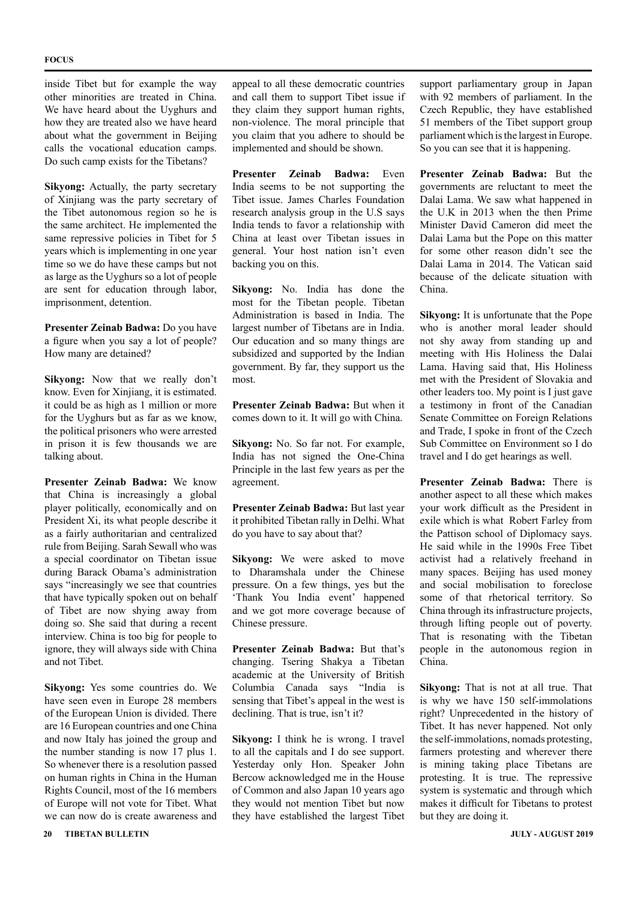inside Tibet but for example the way other minorities are treated in China. We have heard about the Uyghurs and how they are treated also we have heard about what the government in Beijing calls the vocational education camps. Do such camp exists for the Tibetans?

**Sikyong:** Actually, the party secretary of Xinjiang was the party secretary of the Tibet autonomous region so he is the same architect. He implemented the same repressive policies in Tibet for 5 years which is implementing in one year time so we do have these camps but not as large as the Uyghurs so a lot of people are sent for education through labor, imprisonment, detention.

**Presenter Zeinab Badwa:** Do you have a figure when you say a lot of people? How many are detained?

**Sikyong:** Now that we really don't know. Even for Xinjiang, it is estimated. it could be as high as 1 million or more for the Uyghurs but as far as we know, the political prisoners who were arrested in prison it is few thousands we are talking about.

**Presenter Zeinab Badwa:** We know that China is increasingly a global player politically, economically and on President Xi, its what people describe it as a fairly authoritarian and centralized rule from Beijing. Sarah Sewall who was a special coordinator on Tibetan issue during Barack Obama's administration says "increasingly we see that countries that have typically spoken out on behalf of Tibet are now shying away from doing so. She said that during a recent interview. China is too big for people to ignore, they will always side with China and not Tibet.

**Sikyong:** Yes some countries do. We have seen even in Europe 28 members of the European Union is divided. There are 16 European countries and one China and now Italy has joined the group and the number standing is now 17 plus 1. So whenever there is a resolution passed on human rights in China in the Human Rights Council, most of the 16 members of Europe will not vote for Tibet. What we can now do is create awareness and appeal to all these democratic countries and call them to support Tibet issue if they claim they support human rights, non-violence. The moral principle that you claim that you adhere to should be implemented and should be shown.

**Presenter Zeinab Badwa:** Even India seems to be not supporting the Tibet issue. James Charles Foundation research analysis group in the U.S says India tends to favor a relationship with China at least over Tibetan issues in general. Your host nation isn't even backing you on this.

**Sikyong:** No. India has done the most for the Tibetan people. Tibetan Administration is based in India. The largest number of Tibetans are in India. Our education and so many things are subsidized and supported by the Indian government. By far, they support us the most.

**Presenter Zeinab Badwa:** But when it comes down to it. It will go with China.

**Sikyong:** No. So far not. For example, India has not signed the One-China Principle in the last few years as per the agreement.

**Presenter Zeinab Badwa:** But last year it prohibited Tibetan rally in Delhi. What do you have to say about that?

**Sikyong:** We were asked to move to Dharamshala under the Chinese pressure. On a few things, yes but the 'Thank You India event' happened and we got more coverage because of Chinese pressure.

**Presenter Zeinab Badwa:** But that's changing. Tsering Shakya a Tibetan academic at the University of British Columbia Canada says "India is sensing that Tibet's appeal in the west is declining. That is true, isn't it?

**Sikyong:** I think he is wrong. I travel to all the capitals and I do see support. Yesterday only Hon. Speaker John Bercow acknowledged me in the House of Common and also Japan 10 years ago they would not mention Tibet but now they have established the largest Tibet support parliamentary group in Japan with 92 members of parliament. In the Czech Republic, they have established 51 members of the Tibet support group parliament which is the largest in Europe. So you can see that it is happening.

**Presenter Zeinab Badwa:** But the governments are reluctant to meet the Dalai Lama. We saw what happened in the U.K in 2013 when the then Prime Minister David Cameron did meet the Dalai Lama but the Pope on this matter for some other reason didn't see the Dalai Lama in 2014. The Vatican said because of the delicate situation with China.

**Sikyong:** It is unfortunate that the Pope who is another moral leader should not shy away from standing up and meeting with His Holiness the Dalai Lama. Having said that, His Holiness met with the President of Slovakia and other leaders too. My point is I just gave a testimony in front of the Canadian Senate Committee on Foreign Relations and Trade, I spoke in front of the Czech Sub Committee on Environment so I do travel and I do get hearings as well.

**Presenter Zeinab Badwa:** There is another aspect to all these which makes your work difficult as the President in exile which is what Robert Farley from the Pattison school of Diplomacy says. He said while in the 1990s Free Tibet activist had a relatively freehand in many spaces. Beijing has used money and social mobilisation to foreclose some of that rhetorical territory. So China through its infrastructure projects, through lifting people out of poverty. That is resonating with the Tibetan people in the autonomous region in China.

**Sikyong:** That is not at all true. That is why we have 150 self-immolations right? Unprecedented in the history of Tibet. It has never happened. Not only the self-immolations, nomads protesting, farmers protesting and wherever there is mining taking place Tibetans are protesting. It is true. The repressive system is systematic and through which makes it difficult for Tibetans to protest but they are doing it.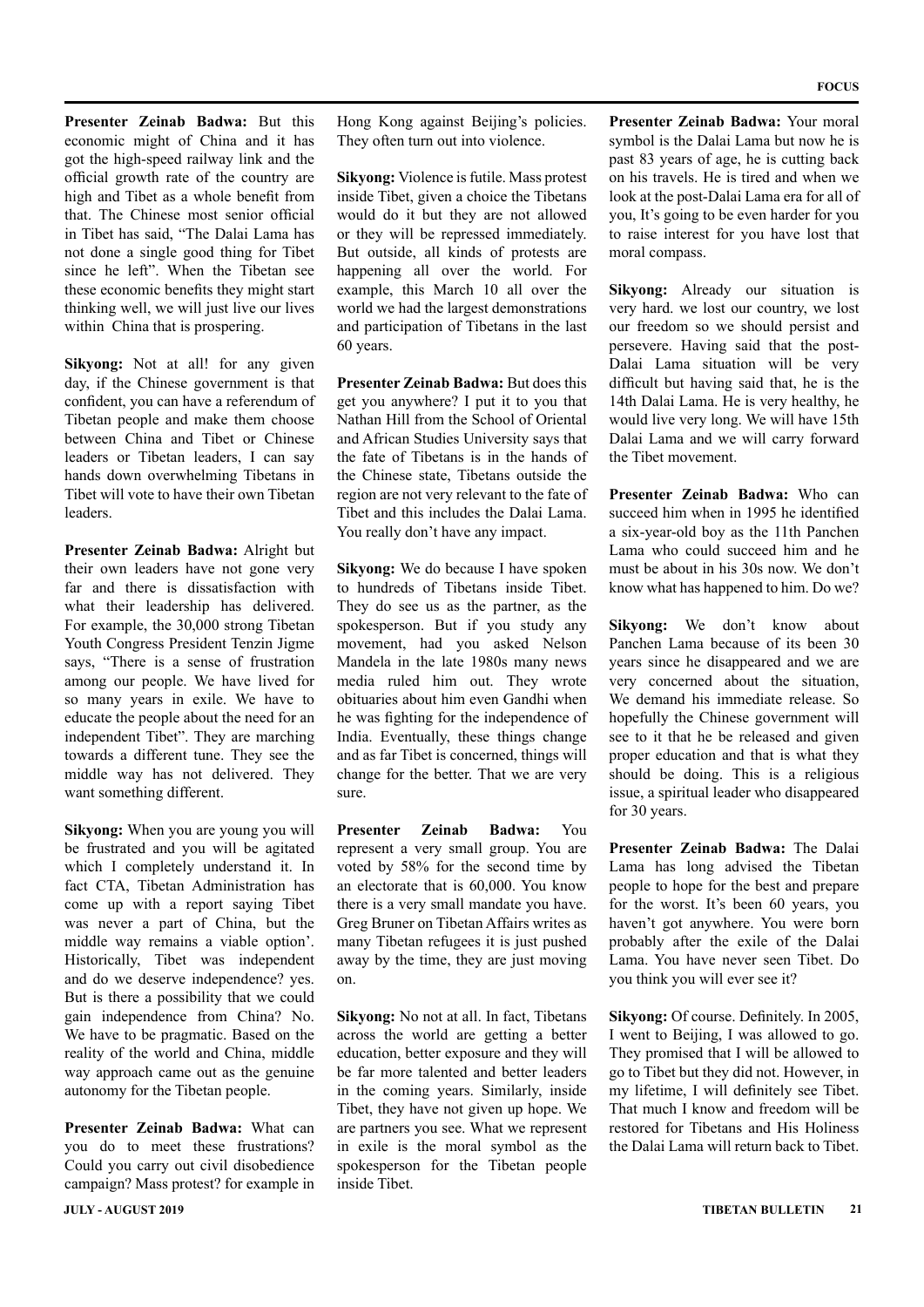**Presenter Zeinab Badwa:** But this economic might of China and it has got the high-speed railway link and the official growth rate of the country are high and Tibet as a whole benefit from that. The Chinese most senior official in Tibet has said, "The Dalai Lama has not done a single good thing for Tibet since he left". When the Tibetan see these economic benefits they might start thinking well, we will just live our lives within China that is prospering.

**Sikyong:** Not at all! for any given day, if the Chinese government is that confident, you can have a referendum of Tibetan people and make them choose between China and Tibet or Chinese leaders or Tibetan leaders, I can say hands down overwhelming Tibetans in Tibet will vote to have their own Tibetan leaders.

**Presenter Zeinab Badwa:** Alright but their own leaders have not gone very far and there is dissatisfaction with what their leadership has delivered. For example, the 30,000 strong Tibetan Youth Congress President Tenzin Jigme says, "There is a sense of frustration among our people. We have lived for so many years in exile. We have to educate the people about the need for an independent Tibet". They are marching towards a different tune. They see the middle way has not delivered. They want something different.

**Sikyong:** When you are young you will be frustrated and you will be agitated which I completely understand it. In fact CTA, Tibetan Administration has come up with a report saying Tibet was never a part of China, but the middle way remains a viable option'. Historically, Tibet was independent and do we deserve independence? yes. But is there a possibility that we could gain independence from China? No. We have to be pragmatic. Based on the reality of the world and China, middle way approach came out as the genuine autonomy for the Tibetan people.

**Presenter Zeinab Badwa:** What can you do to meet these frustrations? Could you carry out civil disobedience campaign? Mass protest? for example in Hong Kong against Beijing's policies. They often turn out into violence.

**Sikyong:** Violence is futile. Mass protest inside Tibet, given a choice the Tibetans would do it but they are not allowed or they will be repressed immediately. But outside, all kinds of protests are happening all over the world. For example, this March 10 all over the world we had the largest demonstrations and participation of Tibetans in the last 60 years.

**Presenter Zeinab Badwa:** But does this get you anywhere? I put it to you that Nathan Hill from the School of Oriental and African Studies University says that the fate of Tibetans is in the hands of the Chinese state, Tibetans outside the region are not very relevant to the fate of Tibet and this includes the Dalai Lama. You really don't have any impact.

**Sikyong:** We do because I have spoken to hundreds of Tibetans inside Tibet. They do see us as the partner, as the spokesperson. But if you study any movement, had you asked Nelson Mandela in the late 1980s many news media ruled him out. They wrote obituaries about him even Gandhi when he was fighting for the independence of India. Eventually, these things change and as far Tibet is concerned, things will change for the better. That we are very sure.

**Presenter Zeinab Badwa:** You represent a very small group. You are voted by 58% for the second time by an electorate that is 60,000. You know there is a very small mandate you have. Greg Bruner on Tibetan Affairs writes as many Tibetan refugees it is just pushed away by the time, they are just moving on.

**Sikyong:** No not at all. In fact, Tibetans across the world are getting a better education, better exposure and they will be far more talented and better leaders in the coming years. Similarly, inside Tibet, they have not given up hope. We are partners you see. What we represent in exile is the moral symbol as the spokesperson for the Tibetan people inside Tibet.

**Presenter Zeinab Badwa:** Your moral symbol is the Dalai Lama but now he is past 83 years of age, he is cutting back on his travels. He is tired and when we look at the post-Dalai Lama era for all of you, It's going to be even harder for you to raise interest for you have lost that moral compass.

**Sikyong:** Already our situation is very hard. we lost our country, we lost our freedom so we should persist and persevere. Having said that the post-Dalai Lama situation will be very difficult but having said that, he is the 14th Dalai Lama. He is very healthy, he would live very long. We will have 15th Dalai Lama and we will carry forward the Tibet movement.

**Presenter Zeinab Badwa:** Who can succeed him when in 1995 he identified a six-year-old boy as the 11th Panchen Lama who could succeed him and he must be about in his 30s now. We don't know what has happened to him. Do we?

**Sikyong:** We don't know about Panchen Lama because of its been 30 years since he disappeared and we are very concerned about the situation, We demand his immediate release. So hopefully the Chinese government will see to it that he be released and given proper education and that is what they should be doing. This is a religious issue, a spiritual leader who disappeared for 30 years.

**Presenter Zeinab Badwa:** The Dalai Lama has long advised the Tibetan people to hope for the best and prepare for the worst. It's been 60 years, you haven't got anywhere. You were born probably after the exile of the Dalai Lama. You have never seen Tibet. Do you think you will ever see it?

**Sikyong:** Of course. Definitely. In 2005, I went to Beijing, I was allowed to go. They promised that I will be allowed to go to Tibet but they did not. However, in my lifetime, I will definitely see Tibet. That much I know and freedom will be restored for Tibetans and His Holiness the Dalai Lama will return back to Tibet.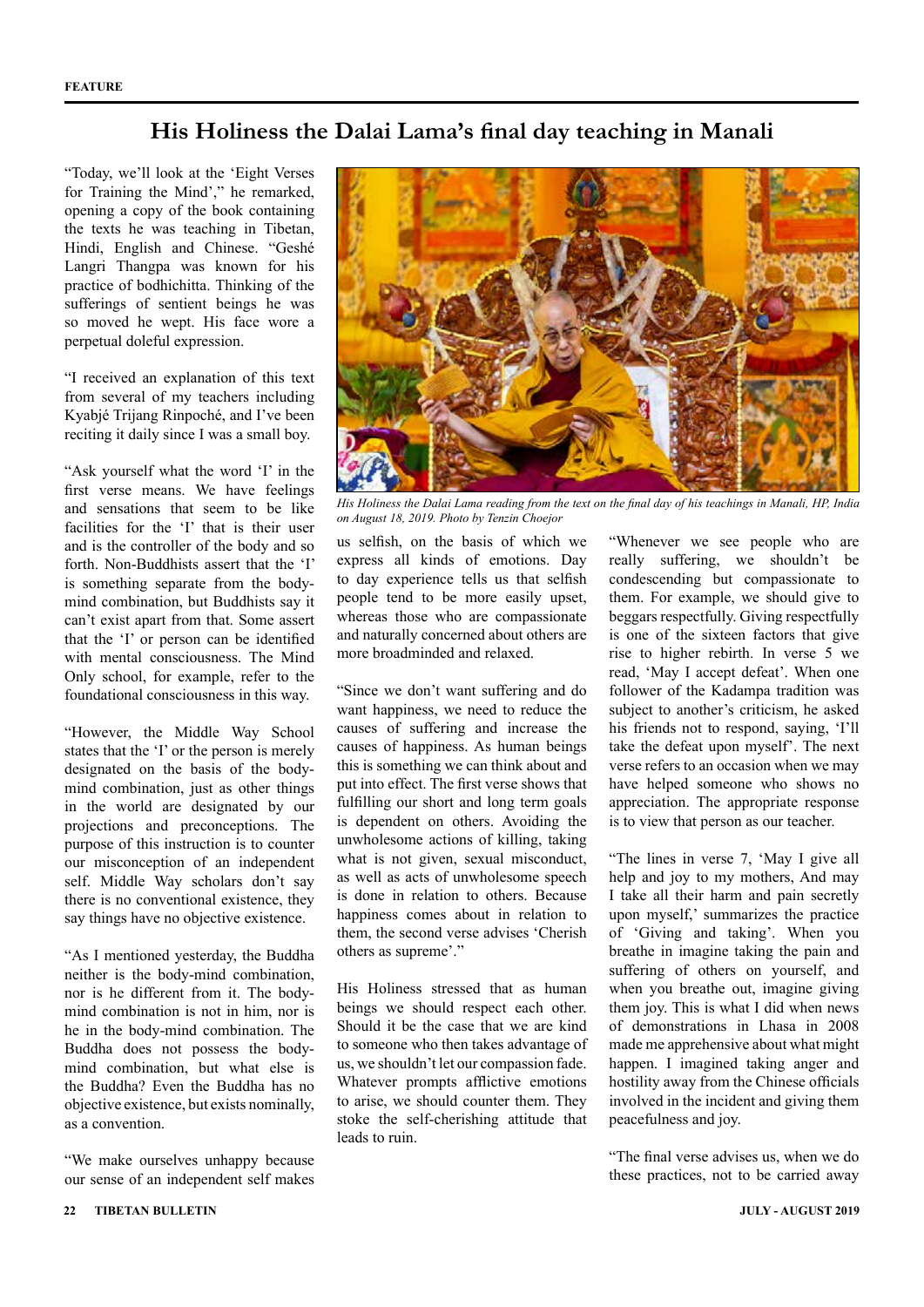# His Holiness the Dalai Lama's final day teaching in Manali

"Today, we'll look at the 'Eight Verses for Training the Mind'," he remarked, opening a copy of the book containing the texts he was teaching in Tibetan, Hindi, English and Chinese. "Geshé Langri Thangpa was known for his practice of bodhichitta. Thinking of the sufferings of sentient beings he was so moved he wept. His face wore a perpetual doleful expression.

"I received an explanation of this text from several of my teachers including Kyabjé Trijang Rinpoché, and I've been reciting it daily since I was a small boy.

"Ask yourself what the word 'I' in the first verse means. We have feelings and sensations that seem to be like facilities for the 'I' that is their user and is the controller of the body and so forth. Non-Buddhists assert that the 'I' is something separate from the body-mind combination, but Buddhists say it can't exist apart from that. Some assert that the 'I' or person can be identified with mental consciousness. The Mind Only school, for example, refer to the foundational consciousness in this way.

"However, the Middle Way School states that the 'I' or the person is merely designated on the basis of the body-mind combination, just as other things in the world are designated by our projections and preconceptions. The purpose of this instruction is to counter our misconception of an independent self. Middle Way scholars don't say there is no conventional existence, they say things have no objective existence.

"As I mentioned yesterday, the Buddha neither is the body-mind combination, nor is he different from it. The body-mind combination is not in him, nor is he in the body-mind combination. The Buddha does not possess the body-mind combination, but what else is the Buddha? Even the Buddha has no objective existence, but exists nominally, as a convention.

"We make ourselves unhappy because our sense of an independent self makes us selfish, on the basis of which we express all kinds of emotions. Day to day experience tells us that selfish people tend to be more easily upset, whereas those who are compassionate and naturally concerned about others are more broadminded and relaxed.

*His Holiness the Dalai Lama reading from the text on the final day of his teachings in Manali, HP, India on August 18, 2019. Photo by Tenzin Choejor*

"Since we don't want suffering and do want happiness, we need to reduce the causes of suffering and increase the causes of happiness. As human beings this is something we can think about and put into effect. The first verse shows that fulfilling our short and long term goals is dependent on others. Avoiding the unwholesome actions of killing, taking what is not given, sexual misconduct, as well as acts of unwholesome speech is done in relation to others. Because happiness comes about in relation to them, the second verse advises 'Cherish others as supreme'."

His Holiness stressed that as human beings we should respect each other. Should it be the case that we are kind to someone who then takes advantage of us, we shouldn't let our compassion fade. Whatever prompts afflictive emotions to arise, we should counter them. They stoke the self-cherishing attitude that leads to ruin.

"Whenever we see people who are really suffering, we shouldn't be condescending but compassionate to them. For example, we should give to beggars respectfully. Giving respectfully is one of the sixteen factors that give rise to higher rebirth. In verse 5 we read, 'May I accept defeat'. When one follower of the Kadampa tradition was subject to another's criticism, he asked his friends not to respond, saying, 'I'll take the defeat upon myself'. The next verse refers to an occasion when we may have helped someone who shows no appreciation. The appropriate response is to view that person as our teacher.

"The lines in verse 7, 'May I give all help and joy to my mothers, And may I take all their harm and pain secretly upon myself,' summarizes the practice of 'Giving and taking'. When you breathe in imagine taking the pain and suffering of others on yourself, and when you breathe out, imagine giving them joy. This is what I did when news of demonstrations in Lhasa in 2008 made me apprehensive about what might happen. I imagined taking anger and hostility away from the Chinese officials involved in the incident and giving them peacefulness and joy.

"The final verse advises us, when we do these practices, not to be carried away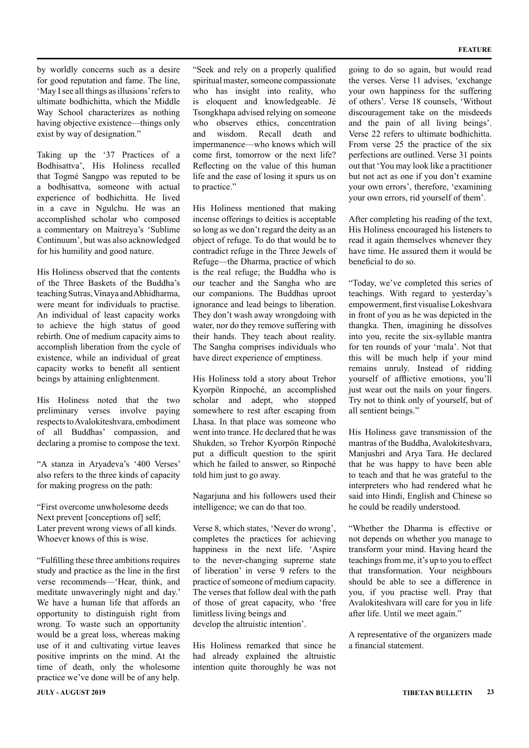by worldly concerns such as a desire for good reputation and fame. The line, 'May I see all things as illusions' refers to ultimate bodhichitta, which the Middle Way School characterizes as nothing having objective existence—things only exist by way of designation."

Taking up the '37 Practices of a Bodhisattva', His Holiness recalled that Togmé Sangpo was reputed to be a bodhisattva, someone with actual experience of bodhichitta. He lived in a cave in Ngulchu. He was an accomplished scholar who composed a commentary on Maitreya's 'Sublime Continuum', but was also acknowledged for his humility and good nature.

His Holiness observed that the contents of the Three Baskets of the Buddha's teaching Sutras, Vinaya and Abhidharma, were meant for individuals to practise. An individual of least capacity works to achieve the high status of good rebirth. One of medium capacity aims to accomplish liberation from the cycle of existence, while an individual of great capacity works to benefit all sentient beings by attaining enlightenment.

His Holiness noted that the two preliminary verses involve paying respects to Avalokiteshvara, embodiment of all Buddhas' compassion, and declaring a promise to compose the text.

"A stanza in Aryadeva's '400 Verses' also refers to the three kinds of capacity for making progress on the path:

"First overcome unwholesome deeds
Next prevent [conceptions of] self;
Later prevent wrong views of all kinds.
Whoever knows of this is wise.

"Fulfilling these three ambitions requires study and practice as the line in the first verse recommends—'Hear, think, and meditate unwaveringly night and day.' We have a human life that affords an opportunity to distinguish right from wrong. To waste such an opportunity would be a great loss, whereas making use of it and cultivating virtue leaves positive imprints on the mind. At the time of death, only the wholesome practice we've done will be of any help.

"Seek and rely on a properly qualified spiritual master, someone compassionate who has insight into reality, who is eloquent and knowledgeable. Jé Tsongkhapa advised relying on someone who observes ethics, concentration and wisdom. Recall death and impermanence—who knows which will come first, tomorrow or the next life? Reflecting on the value of this human life and the ease of losing it spurs us on to practice."

His Holiness mentioned that making incense offerings to deities is acceptable so long as we don't regard the deity as an object of refuge. To do that would be to contradict refuge in the Three Jewels of Refuge—the Dharma, practice of which is the real refuge; the Buddha who is our teacher and the Sangha who are our companions. The Buddhas uproot ignorance and lead beings to liberation. They don't wash away wrongdoing with water, nor do they remove suffering with their hands. They teach about reality. The Sangha comprises individuals who have direct experience of emptiness.

His Holiness told a story about Trehor Kyorpön Rinpoché, an accomplished scholar and adept, who stopped somewhere to rest after escaping from Lhasa. In that place was someone who went into trance. He declared that he was Shukden, so Trehor Kyorpön Rinpoché put a difficult question to the spirit which he failed to answer, so Rinpoché told him just to go away.

Nagarjuna and his followers used their intelligence; we can do that too.

Verse 8, which states, 'Never do wrong', completes the practices for achieving happiness in the next life. 'Aspire to the never-changing supreme state of liberation' in verse 9 refers to the practice of someone of medium capacity. The verses that follow deal with the path of those of great capacity, who 'free limitless living beings and develop the altruistic intention'.

His Holiness remarked that since he had already explained the altruistic intention quite thoroughly he was not going to do so again, but would read the verses. Verse 11 advises, 'exchange your own happiness for the suffering of others'. Verse 18 counsels, 'Without discouragement take on the misdeeds and the pain of all living beings'. Verse 22 refers to ultimate bodhichitta. From verse 25 the practice of the six perfections are outlined. Verse 31 points out that 'You may look like a practitioner but not act as one if you don't examine your own errors', therefore, 'examining your own errors, rid yourself of them'.

After completing his reading of the text, His Holiness encouraged his listeners to read it again themselves whenever they have time. He assured them it would be beneficial to do so.

"Today, we've completed this series of teachings. With regard to yesterday's empowerment, first visualise Lokeshvara in front of you as he was depicted in the thangka. Then, imagining he dissolves into you, recite the six-syllable mantra for ten rounds of your 'mala'. Not that this will be much help if your mind remains unruly. Instead of ridding yourself of afflictive emotions, you'll just wear out the nails on your fingers. Try not to think only of yourself, but of all sentient beings."

His Holiness gave transmission of the mantras of the Buddha, Avalokiteshvara, Manjushri and Arya Tara. He declared that he was happy to have been able to teach and that he was grateful to the interpreters who had rendered what he said into Hindi, English and Chinese so he could be readily understood.

"Whether the Dharma is effective or not depends on whether you manage to transform your mind. Having heard the teachings from me, it's up to you to effect that transformation. Your neighbours should be able to see a difference in you, if you practise well. Pray that Avalokiteshvara will care for you in life after life. Until we meet again."

A representative of the organizers made a financial statement.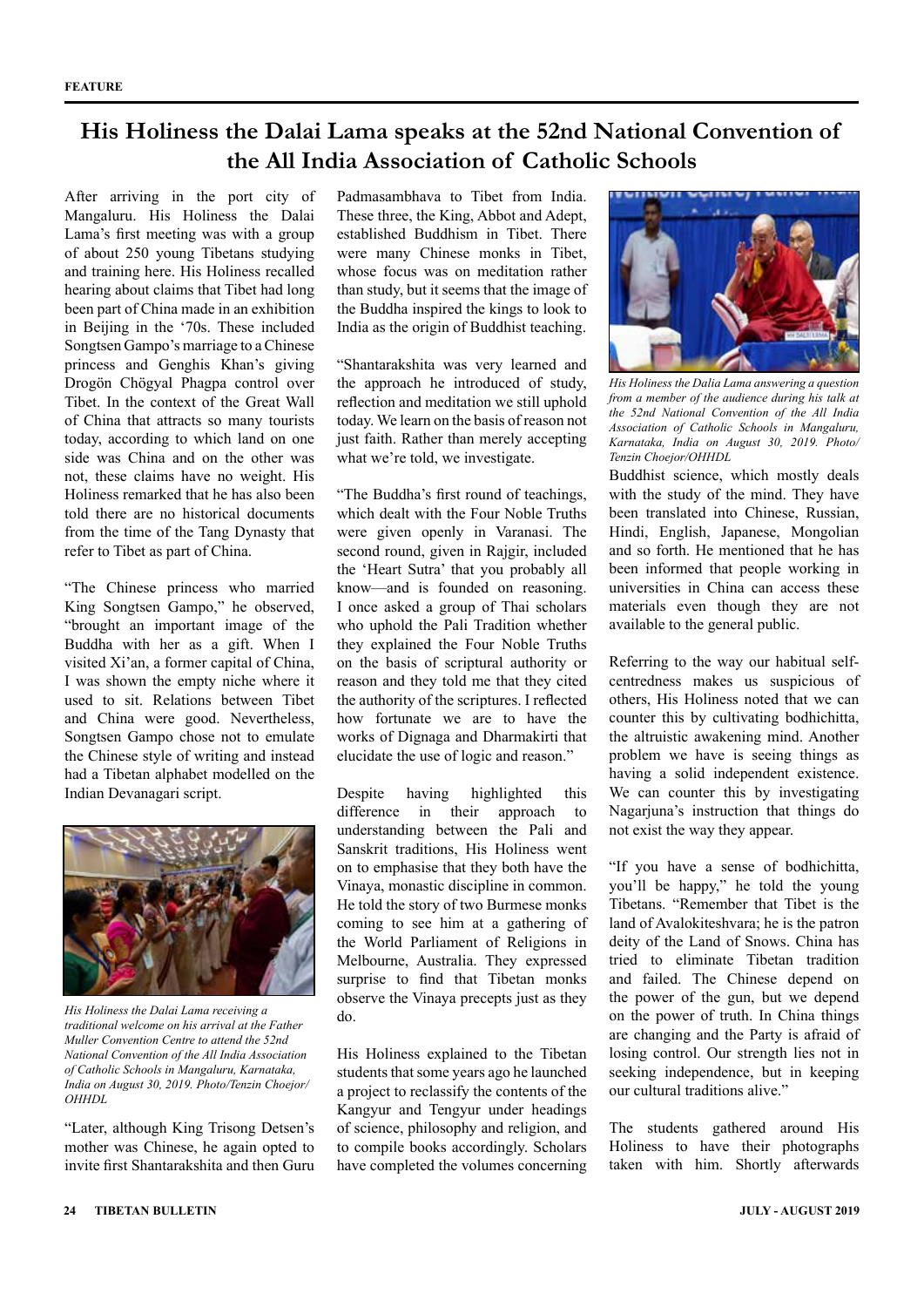FEATURE

# His Holiness the Dalai Lama speaks at the 52nd National Convention of the All India Association of Catholic Schools

After arriving in the port city of Mangaluru. His Holiness the Dalai Lama's first meeting was with a group of about 250 young Tibetans studying and training here. His Holiness recalled hearing about claims that Tibet had long been part of China made in an exhibition in Beijing in the '70s. These included Songtsen Gampo's marriage to a Chinese princess and Genghis Khan's giving Drogön Chögyal Phagpa control over Tibet. In the context of the Great Wall of China that attracts so many tourists today, according to which land on one side was China and on the other was not, these claims have no weight. His Holiness remarked that he has also been told there are no historical documents from the time of the Tang Dynasty that refer to Tibet as part of China.

"The Chinese princess who married King Songtsen Gampo," he observed, "brought an important image of the Buddha with her as a gift. When I visited Xi'an, a former capital of China, I was shown the empty niche where it used to sit. Relations between Tibet and China were good. Nevertheless, Songtsen Gampo chose not to emulate the Chinese style of writing and instead had a Tibetan alphabet modelled on the Indian Devanagari script.

*His Holiness the Dalai Lama receiving a traditional welcome on his arrival at the Father Muller Convention Centre to attend the 52nd National Convention of the All India Association of Catholic Schools in Mangaluru, Karnataka, India on August 30, 2019. Photo/Tenzin Choejor/OHHDL*

"Later, although King Trisong Detsen's mother was Chinese, he again opted to invite first Shantarakshita and then Guru Padmasambhava to Tibet from India. These three, the King, Abbot and Adept, established Buddhism in Tibet. There were many Chinese monks in Tibet, whose focus was on meditation rather than study, but it seems that the image of the Buddha inspired the kings to look to India as the origin of Buddhist teaching.

"Shantarakshita was very learned and the approach he introduced of study, reflection and meditation we still uphold today. We learn on the basis of reason not just faith. Rather than merely accepting what we're told, we investigate.

"The Buddha's first round of teachings, which dealt with the Four Noble Truths were given openly in Varanasi. The second round, given in Rajgir, included the 'Heart Sutra' that you probably all know—and is founded on reasoning. I once asked a group of Thai scholars who uphold the Pali Tradition whether they explained the Four Noble Truths on the basis of scriptural authority or reason and they told me that they cited the authority of the scriptures. I reflected how fortunate we are to have the works of Dignaga and Dharmakirti that elucidate the use of logic and reason."

Despite having highlighted this difference in their approach to understanding between the Pali and Sanskrit traditions, His Holiness went on to emphasise that they both have the Vinaya, monastic discipline in common. He told the story of two Burmese monks coming to see him at a gathering of the World Parliament of Religions in Melbourne, Australia. They expressed surprise to find that Tibetan monks observe the Vinaya precepts just as they do.

His Holiness explained to the Tibetan students that some years ago he launched a project to reclassify the contents of the Kangyur and Tengyur under headings of science, philosophy and religion, and to compile books accordingly. Scholars have completed the volumes concerning Buddhist science, which mostly deals with the study of the mind. They have been translated into Chinese, Russian, Hindi, English, Japanese, Mongolian and so forth. He mentioned that he has been informed that people working in universities in China can access these materials even though they are not available to the general public.

*His Holiness the Dalia Lama answering a question from a member of the audience during his talk at the 52nd National Convention of the All India Association of Catholic Schools in Mangaluru, Karnataka, India on August 30, 2019. Photo/ Tenzin Choejor/OHHDL*

Referring to the way our habitual self-centredness makes us suspicious of others, His Holiness noted that we can counter this by cultivating bodhichitta, the altruistic awakening mind. Another problem we have is seeing things as having a solid independent existence. We can counter this by investigating Nagarjuna's instruction that things do not exist the way they appear.

"If you have a sense of bodhichitta, you'll be happy," he told the young Tibetans. "Remember that Tibet is the land of Avalokiteshvara; he is the patron deity of the Land of Snows. China has tried to eliminate Tibetan tradition and failed. The Chinese depend on the power of the gun, but we depend on the power of truth. In China things are changing and the Party is afraid of losing control. Our strength lies not in seeking independence, but in keeping our cultural traditions alive."

The students gathered around His Holiness to have their photographs taken with him. Shortly afterwards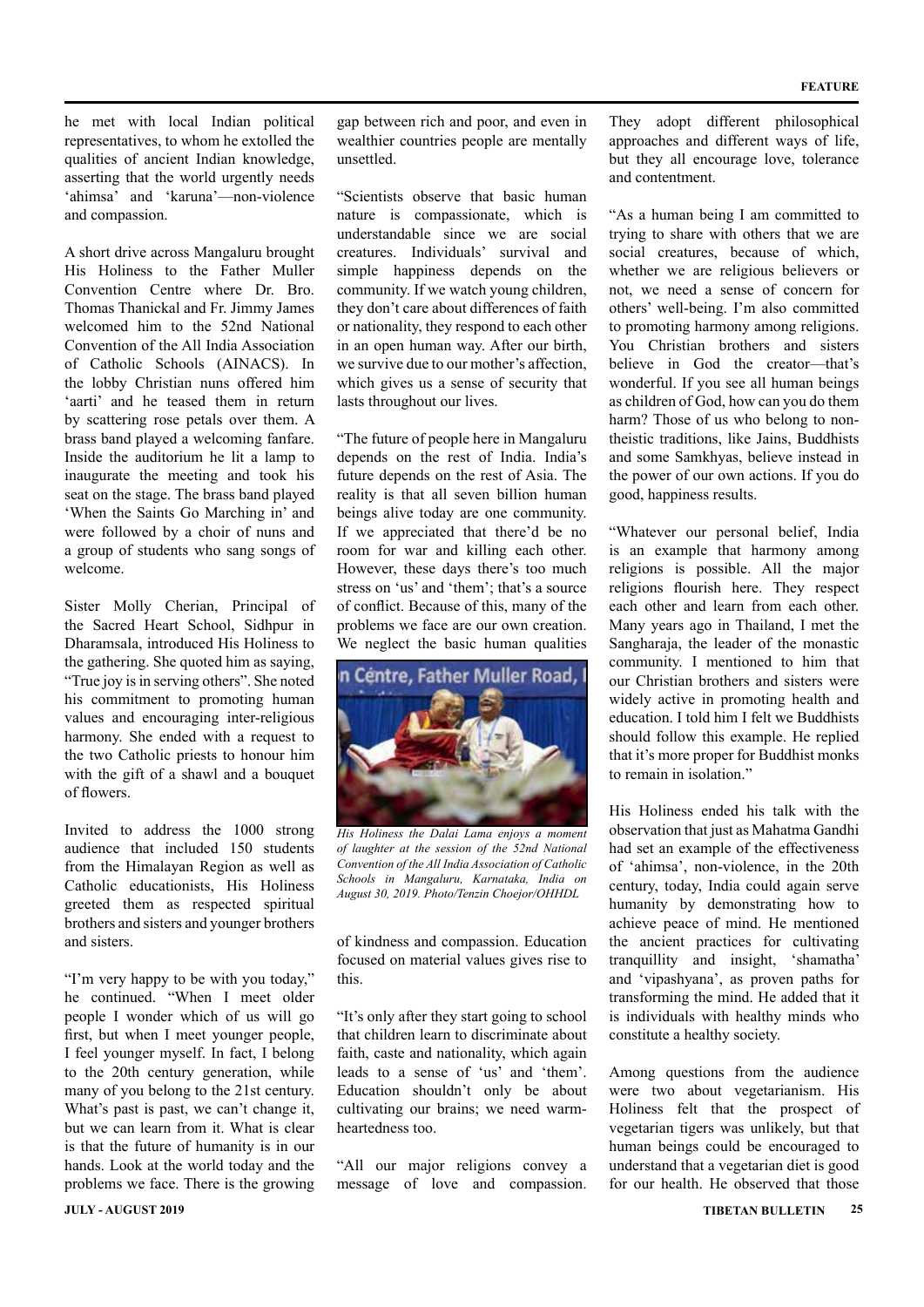he met with local Indian political representatives, to whom he extolled the qualities of ancient Indian knowledge, asserting that the world urgently needs 'ahimsa' and 'karuna'—non-violence and compassion.

A short drive across Mangaluru brought His Holiness to the Father Muller Convention Centre where Dr. Bro. Thomas Thanickal and Fr. Jimmy James welcomed him to the 52nd National Convention of the All India Association of Catholic Schools (AINACS). In the lobby Christian nuns offered him 'aarti' and he teased them in return by scattering rose petals over them. A brass band played a welcoming fanfare. Inside the auditorium he lit a lamp to inaugurate the meeting and took his seat on the stage. The brass band played 'When the Saints Go Marching in' and were followed by a choir of nuns and a group of students who sang songs of welcome.

Sister Molly Cherian, Principal of the Sacred Heart School, Sidhpur in Dharamsala, introduced His Holiness to the gathering. She quoted him as saying, "True joy is in serving others". She noted his commitment to promoting human values and encouraging inter-religious harmony. She ended with a request to the two Catholic priests to honour him with the gift of a shawl and a bouquet of flowers.

Invited to address the 1000 strong audience that included 150 students from the Himalayan Region as well as Catholic educationists, His Holiness greeted them as respected spiritual brothers and sisters and younger brothers and sisters.

"I'm very happy to be with you today," he continued. "When I meet older people I wonder which of us will go first, but when I meet younger people, I feel younger myself. In fact, I belong to the 20th century generation, while many of you belong to the 21st century. What's past is past, we can't change it, but we can learn from it. What is clear is that the future of humanity is in our hands. Look at the world today and the problems we face. There is the growing gap between rich and poor, and even in wealthier countries people are mentally unsettled.

"Scientists observe that basic human nature is compassionate, which is understandable since we are social creatures. Individuals' survival and simple happiness depends on the community. If we watch young children, they don't care about differences of faith or nationality, they respond to each other in an open human way. After our birth, we survive due to our mother's affection, which gives us a sense of security that lasts throughout our lives.

"The future of people here in Mangaluru depends on the rest of India. India's future depends on the rest of Asia. The reality is that all seven billion human beings alive today are one community. If we appreciated that there'd be no room for war and killing each other. However, these days there's too much stress on 'us' and 'them'; that's a source of conflict. Because of this, many of the problems we face are our own creation. We neglect the basic human qualities of kindness and compassion. Education focused on material values gives rise to this.

*His Holiness the Dalai Lama enjoys a moment of laughter at the session of the 52nd National Convention of the All India Association of Catholic Schools in Mangaluru, Karnataka, India on August 30, 2019. Photo/Tenzin Choejor/OHHDL*

"It's only after they start going to school that children learn to discriminate about faith, caste and nationality, which again leads to a sense of 'us' and 'them'. Education shouldn't only be about cultivating our brains; we need warm-heartedness too.

"All our major religions convey a message of love and compassion. They adopt different philosophical approaches and different ways of life, but they all encourage love, tolerance and contentment.

"As a human being I am committed to trying to share with others that we are social creatures, because of which, whether we are religious believers or not, we need a sense of concern for others' well-being. I'm also committed to promoting harmony among religions. You Christian brothers and sisters believe in God the creator—that's wonderful. If you see all human beings as children of God, how can you do them harm? Those of us who belong to non-theistic traditions, like Jains, Buddhists and some Samkhyas, believe instead in the power of our own actions. If you do good, happiness results.

"Whatever our personal belief, India is an example that harmony among religions is possible. All the major religions flourish here. They respect each other and learn from each other. Many years ago in Thailand, I met the Sangharaja, the leader of the monastic community. I mentioned to him that our Christian brothers and sisters were widely active in promoting health and education. I told him I felt we Buddhists should follow this example. He replied that it's more proper for Buddhist monks to remain in isolation."

His Holiness ended his talk with the observation that just as Mahatma Gandhi had set an example of the effectiveness of 'ahimsa', non-violence, in the 20th century, today, India could again serve humanity by demonstrating how to achieve peace of mind. He mentioned the ancient practices for cultivating tranquillity and insight, 'shamatha' and 'vipashyana', as proven paths for transforming the mind. He added that it is individuals with healthy minds who constitute a healthy society.

Among questions from the audience were two about vegetarianism. His Holiness felt that the prospect of vegetarian tigers was unlikely, but that human beings could be encouraged to understand that a vegetarian diet is good for our health. He observed that those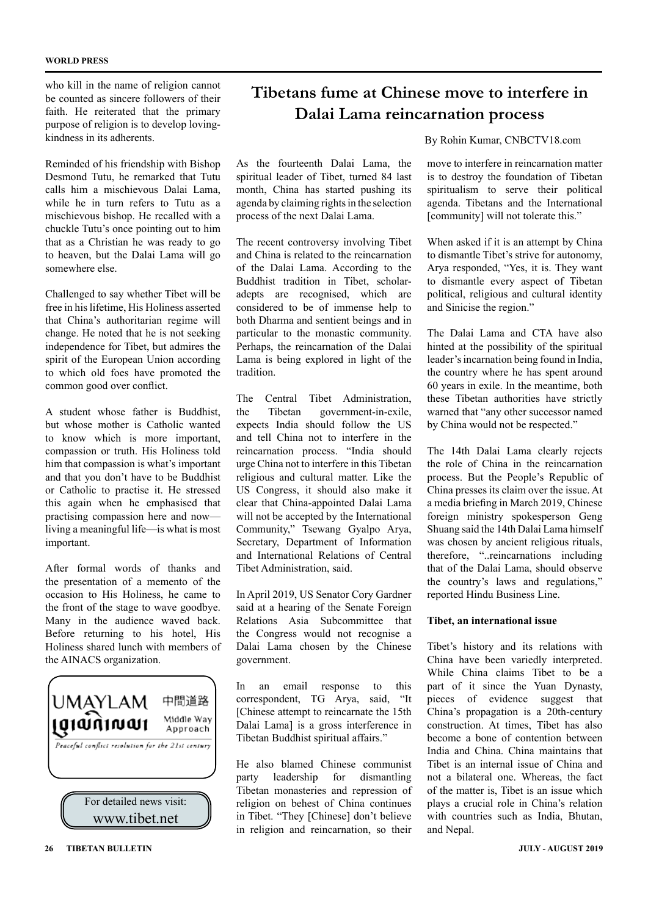who kill in the name of religion cannot be counted as sincere followers of their faith. He reiterated that the primary purpose of religion is to develop loving-kindness in its adherents.

Reminded of his friendship with Bishop Desmond Tutu, he remarked that Tutu calls him a mischievous Dalai Lama, while he in turn refers to Tutu as a mischievous bishop. He recalled with a chuckle Tutu's once pointing out to him that as a Christian he was ready to go to heaven, but the Dalai Lama will go somewhere else.

Challenged to say whether Tibet will be free in his lifetime, His Holiness asserted that China's authoritarian regime will change. He noted that he is not seeking independence for Tibet, but admires the spirit of the European Union according to which old foes have promoted the common good over conflict.

A student whose father is Buddhist, but whose mother is Catholic wanted to know which is more important, compassion or truth. His Holiness told him that compassion is what's important and that you don't have to be Buddhist or Catholic to practise it. He stressed this again when he emphasised that practising compassion here and now—living a meaningful life—is what is most important.

After formal words of thanks and the presentation of a memento of the occasion to His Holiness, he came to the front of the stage to wave goodbye. Many in the audience waved back. Before returning to his hotel, His Holiness shared lunch with members of the AINACS organization.

UMAYLAM 中間道路 Middle Way Approach

*Peaceful conflict resolution for the 21st century*

For detailed news visit: www.tibet.net

# Tibetans fume at Chinese move to interfere in Dalai Lama reincarnation process

By Rohin Kumar, CNBCTV18.com

As the fourteenth Dalai Lama, the spiritual leader of Tibet, turned 84 last month, China has started pushing its agenda by claiming rights in the selection process of the next Dalai Lama.

The recent controversy involving Tibet and China is related to the reincarnation of the Dalai Lama. According to the Buddhist tradition in Tibet, scholar-adepts are recognised, which are considered to be of immense help to both Dharma and sentient beings and in particular to the monastic community. Perhaps, the reincarnation of the Dalai Lama is being explored in light of the tradition.

The Central Tibet Administration, the Tibetan government-in-exile, expects India should follow the US and tell China not to interfere in the reincarnation process. "India should urge China not to interfere in this Tibetan religious and cultural matter. Like the US Congress, it should also make it clear that China-appointed Dalai Lama will not be accepted by the International Community," Tsewang Gyalpo Arya, Secretary, Department of Information and International Relations of Central Tibet Administration, said.

In April 2019, US Senator Cory Gardner said at a hearing of the Senate Foreign Relations Asia Subcommittee that the Congress would not recognise a Dalai Lama chosen by the Chinese government.

In an email response to this correspondent, TG Arya, said, "It [Chinese attempt to reincarnate the 15th Dalai Lama] is a gross interference in Tibetan Buddhist spiritual affairs."

He also blamed Chinese communist party leadership for dismantling Tibetan monasteries and repression of religion on behest of China continues in Tibet. "They [Chinese] don't believe in religion and reincarnation, so their move to interfere in reincarnation matter is to destroy the foundation of Tibetan spiritualism to serve their political agenda. Tibetans and the International [community] will not tolerate this."

When asked if it is an attempt by China to dismantle Tibet's strive for autonomy, Arya responded, "Yes, it is. They want to dismantle every aspect of Tibetan political, religious and cultural identity and Sinicise the region."

The Dalai Lama and CTA have also hinted at the possibility of the spiritual leader's incarnation being found in India, the country where he has spent around 60 years in exile. In the meantime, both these Tibetan authorities have strictly warned that "any other successor named by China would not be respected."

The 14th Dalai Lama clearly rejects the role of China in the reincarnation process. But the People's Republic of China presses its claim over the issue. At a media briefing in March 2019, Chinese foreign ministry spokesperson Geng Shuang said the 14th Dalai Lama himself was chosen by ancient religious rituals, therefore, "..reincarnations including that of the Dalai Lama, should observe the country's laws and regulations," reported Hindu Business Line.

**Tibet, an international issue**

Tibet's history and its relations with China have been variedly interpreted. While China claims Tibet to be a part of it since the Yuan Dynasty, pieces of evidence suggest that China's propagation is a 20th-century construction. At times, Tibet has also become a bone of contention between India and China. China maintains that Tibet is an internal issue of China and not a bilateral one. Whereas, the fact of the matter is, Tibet is an issue which plays a crucial role in China's relation with countries such as India, Bhutan, and Nepal.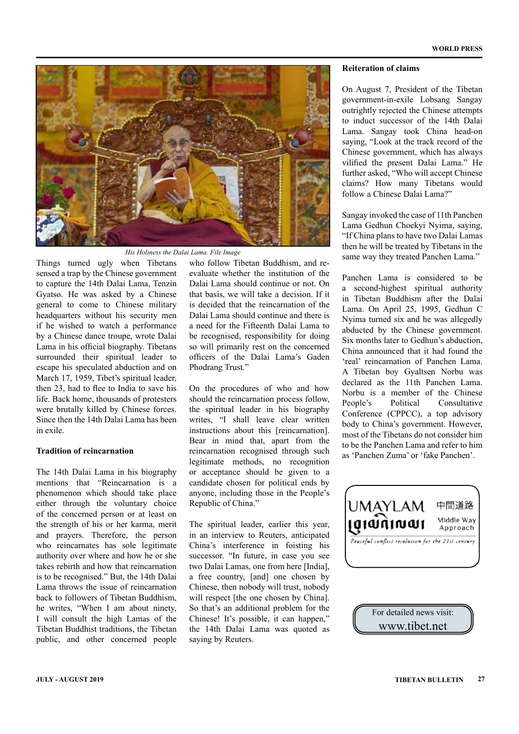*His Holiness the Dalai Lama. File Image*

Things turned ugly when Tibetans sensed a trap by the Chinese government to capture the 14th Dalai Lama, Tenzin Gyatso. He was asked by a Chinese general to come to Chinese military headquarters without his security men if he wished to watch a performance by a Chinese dance troupe, wrote Dalai Lama in his official biography. Tibetans surrounded their spiritual leader to escape his speculated abduction and on March 17, 1959, Tibet's spiritual leader, then 23, had to flee to India to save his life. Back home, thousands of protesters were brutally killed by Chinese forces. Since then the 14th Dalai Lama has been in exile.

**Tradition of reincarnation**

The 14th Dalai Lama in his biography mentions that "Reincarnation is a phenomenon which should take place either through the voluntary choice of the concerned person or at least on the strength of his or her karma, merit and prayers. Therefore, the person who reincarnates has sole legitimate authority over where and how he or she takes rebirth and how that reincarnation is to be recognised." But, the 14th Dalai Lama throws the issue of reincarnation back to followers of Tibetan Buddhism, he writes, "When I am about ninety, I will consult the high Lamas of the Tibetan Buddhist traditions, the Tibetan public, and other concerned people who follow Tibetan Buddhism, and re-evaluate whether the institution of the Dalai Lama should continue or not. On that basis, we will take a decision. If it is decided that the reincarnation of the Dalai Lama should continue and there is a need for the Fifteenth Dalai Lama to be recognised, responsibility for doing so will primarily rest on the concerned officers of the Dalai Lama's Gaden Phodrang Trust."

On the procedures of who and how should the reincarnation process follow, the spiritual leader in his biography writes, "I shall leave clear written instructions about this [reincarnation]. Bear in mind that, apart from the reincarnation recognised through such legitimate methods, no recognition or acceptance should be given to a candidate chosen for political ends by anyone, including those in the People's Republic of China."

The spiritual leader, earlier this year, in an interview to Reuters, anticipated China's interference in foisting his successor. "In future, in case you see two Dalai Lamas, one from here [India], a free country, [and] one chosen by Chinese, then nobody will trust, nobody will respect [the one chosen by China]. So that's an additional problem for the Chinese! It's possible, it can happen," the 14th Dalai Lama was quoted as saying by Reuters.

**Reiteration of claims**

On August 7, President of the Tibetan government-in-exile Lobsang Sangay outrightly rejected the Chinese attempts to induct successor of the 14th Dalai Lama. Sangay took China head-on saying, "Look at the track record of the Chinese government, which has always vilified the present Dalai Lama." He further asked, "Who will accept Chinese claims? How many Tibetans would follow a Chinese Dalai Lama?"

Sangay invoked the case of 11th Panchen Lama Gedhun Choekyi Nyima, saying, "If China plans to have two Dalai Lamas then he will be treated by Tibetans in the same way they treated Panchen Lama."

Panchen Lama is considered to be a second-highest spiritual authority in Tibetan Buddhism after the Dalai Lama. On April 25, 1995, Gedhun C Nyima turned six and he was allegedly abducted by the Chinese government. Six months later to Gedhun's abduction, China announced that it had found the 'real' reincarnation of Panchen Lama. A Tibetan boy Gyaltsen Norbu was declared as the 11th Panchen Lama. Norbu is a member of the Chinese People's Political Consultative Conference (CPPCC), a top advisory body to China's government. However, most of the Tibetans do not consider him to be the Panchen Lama and refer to him as 'Panchen Zuma' or 'fake Panchen'.

UMAYLAM 中間道路 Middle Way Approach

*Peaceful conflict resolution for the 21st century*

For detailed news visit: www.tibet.net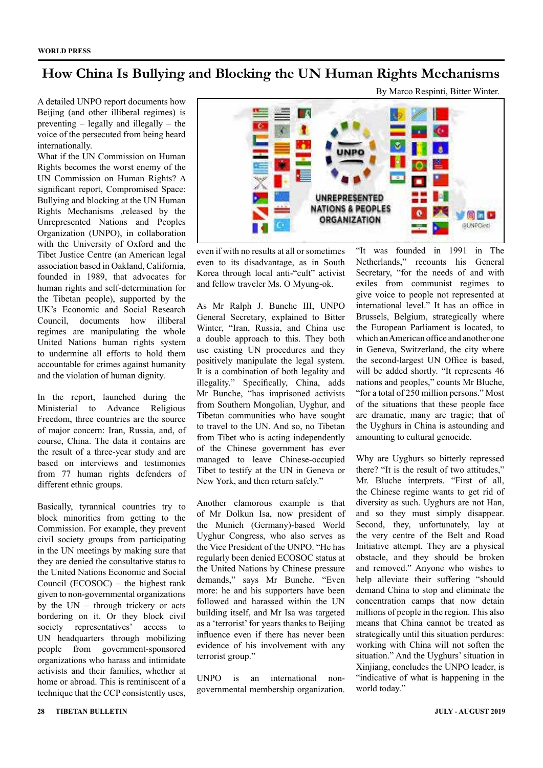# How China Is Bullying and Blocking the UN Human Rights Mechanisms

By Marco Respinti, Bitter Winter.

A detailed UNPO report documents how Beijing (and other illiberal regimes) is preventing – legally and illegally – the voice of the persecuted from being heard internationally.

What if the UN Commission on Human Rights becomes the worst enemy of the UN Commission on Human Rights? A significant report, Compromised Space: Bullying and blocking at the UN Human Rights Mechanisms ,released by the Unrepresented Nations and Peoples Organization (UNPO), in collaboration with the University of Oxford and the Tibet Justice Centre (an American legal association based in Oakland, California, founded in 1989, that advocates for human rights and self-determination for the Tibetan people), supported by the UK's Economic and Social Research Council, documents how illiberal regimes are manipulating the whole United Nations human rights system to undermine all efforts to hold them accountable for crimes against humanity and the violation of human dignity.

In the report, launched during the Ministerial to Advance Religious Freedom, three countries are the source of major concern: Iran, Russia, and, of course, China. The data it contains are the result of a three-year study and are based on interviews and testimonies from 77 human rights defenders of different ethnic groups.

Basically, tyrannical countries try to block minorities from getting to the Commission. For example, they prevent civil society groups from participating in the UN meetings by making sure that they are denied the consultative status to the United Nations Economic and Social Council (ECOSOC) – the highest rank given to non-governmental organizations by the UN – through trickery or acts bordering on it. Or they block civil society representatives' access to UN headquarters through mobilizing people from government-sponsored organizations who harass and intimidate activists and their families, whether at home or abroad. This is reminiscent of a technique that the CCP consistently uses, even if with no results at all or sometimes even to its disadvantage, as in South Korea through local anti-"cult" activist and fellow traveler Ms. O Myung-ok.

As Mr Ralph J. Bunche III, UNPO General Secretary, explained to Bitter Winter, "Iran, Russia, and China use a double approach to this. They both use existing UN procedures and they positively manipulate the legal system. It is a combination of both legality and illegality." Specifically, China, adds Mr Bunche, "has imprisoned activists from Southern Mongolian, Uyghur, and Tibetan communities who have sought to travel to the UN. And so, no Tibetan from Tibet who is acting independently of the Chinese government has ever managed to leave Chinese-occupied Tibet to testify at the UN in Geneva or New York, and then return safely."

Another clamorous example is that of Mr Dolkun Isa, now president of the Munich (Germany)-based World Uyghur Congress, who also serves as the Vice President of the UNPO. "He has regularly been denied ECOSOC status at the United Nations by Chinese pressure demands," says Mr Bunche. "Even more: he and his supporters have been followed and harassed within the UN building itself, and Mr Isa was targeted as a 'terrorist' for years thanks to Beijing influence even if there has never been evidence of his involvement with any terrorist group."

UNPO is an international non-governmental membership organization. "It was founded in 1991 in The Netherlands," recounts his General Secretary, "for the needs of and with exiles from communist regimes to give voice to people not represented at international level." It has an office in Brussels, Belgium, strategically where the European Parliament is located, to which an American office and another one in Geneva, Switzerland, the city where the second-largest UN Office is based, will be added shortly. "It represents 46 nations and peoples," counts Mr Bluche, "for a total of 250 million persons." Most of the situations that these people face are dramatic, many are tragic; that of the Uyghurs in China is astounding and amounting to cultural genocide.

Why are Uyghurs so bitterly repressed there? "It is the result of two attitudes," Mr. Bluche interprets. "First of all, the Chinese regime wants to get rid of diversity as such. Uyghurs are not Han, and so they must simply disappear. Second, they, unfortunately, lay at the very centre of the Belt and Road Initiative attempt. They are a physical obstacle, and they should be broken and removed." Anyone who wishes to help alleviate their suffering "should demand China to stop and eliminate the concentration camps that now detain millions of people in the region. This also means that China cannot be treated as strategically until this situation perdures: working with China will not soften the situation." And the Uyghurs' situation in Xinjiang, concludes the UNPO leader, is "indicative of what is happening in the world today."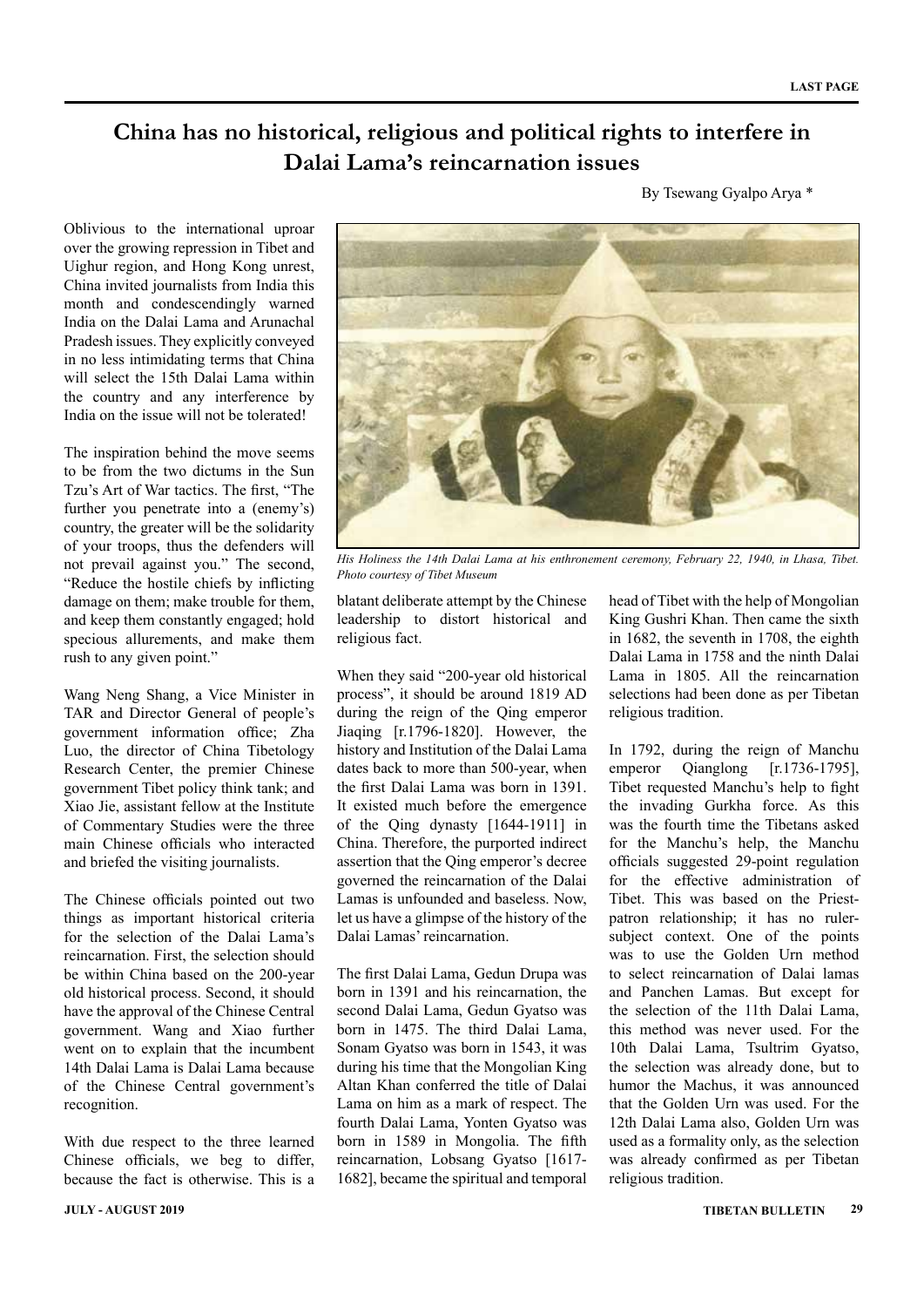# China has no historical, religious and political rights to interfere in Dalai Lama's reincarnation issues

By Tsewang Gyalpo Arya *

Oblivious to the international uproar over the growing repression in Tibet and Uighur region, and Hong Kong unrest, China invited journalists from India this month and condescendingly warned India on the Dalai Lama and Arunachal Pradesh issues. They explicitly conveyed in no less intimidating terms that China will select the 15th Dalai Lama within the country and any interference by India on the issue will not be tolerated!

The inspiration behind the move seems to be from the two dictums in the Sun Tzu's Art of War tactics. The first, "The further you penetrate into a (enemy's) country, the greater will be the solidarity of your troops, thus the defenders will not prevail against you." The second, "Reduce the hostile chiefs by inflicting damage on them; make trouble for them, and keep them constantly engaged; hold specious allurements, and make them rush to any given point."

Wang Neng Shang, a Vice Minister in TAR and Director General of people's government information office; Zha Luo, the director of China Tibetology Research Center, the premier Chinese government Tibet policy think tank; and Xiao Jie, assistant fellow at the Institute of Commentary Studies were the three main Chinese officials who interacted and briefed the visiting journalists.

The Chinese officials pointed out two things as important historical criteria for the selection of the Dalai Lama's reincarnation. First, the selection should be within China based on the 200-year old historical process. Second, it should have the approval of the Chinese Central government. Wang and Xiao further went on to explain that the incumbent 14th Dalai Lama is Dalai Lama because of the Chinese Central government's recognition.

With due respect to the three learned Chinese officials, we beg to differ, because the fact is otherwise. This is a blatant deliberate attempt by the Chinese leadership to distort historical and religious fact.

*His Holiness the 14th Dalai Lama at his enthronement ceremony, February 22, 1940, in Lhasa, Tibet. Photo courtesy of Tibet Museum*

When they said "200-year old historical process", it should be around 1819 AD during the reign of the Qing emperor Jiaqing [r.1796-1820]. However, the history and Institution of the Dalai Lama dates back to more than 500-year, when the first Dalai Lama was born in 1391. It existed much before the emergence of the Qing dynasty [1644-1911] in China. Therefore, the purported indirect assertion that the Qing emperor's decree governed the reincarnation of the Dalai Lamas is unfounded and baseless. Now, let us have a glimpse of the history of the Dalai Lamas' reincarnation.

The first Dalai Lama, Gedun Drupa was born in 1391 and his reincarnation, the second Dalai Lama, Gedun Gyatso was born in 1475. The third Dalai Lama, Sonam Gyatso was born in 1543, it was during his time that the Mongolian King Altan Khan conferred the title of Dalai Lama on him as a mark of respect. The fourth Dalai Lama, Yonten Gyatso was born in 1589 in Mongolia. The fifth reincarnation, Lobsang Gyatso [1617-1682], became the spiritual and temporal head of Tibet with the help of Mongolian King Gushri Khan. Then came the sixth in 1682, the seventh in 1708, the eighth Dalai Lama in 1758 and the ninth Dalai Lama in 1805. All the reincarnation selections had been done as per Tibetan religious tradition.

In 1792, during the reign of Manchu emperor Qianglong [r.1736-1795], Tibet requested Manchu's help to fight the invading Gurkha force. As this was the fourth time the Tibetans asked for the Manchu's help, the Manchu officials suggested 29-point regulation for the effective administration of Tibet. This was based on the Priest-patron relationship; it has no ruler-subject context. One of the points was to use the Golden Urn method to select reincarnation of Dalai lamas and Panchen Lamas. But except for the selection of the 11th Dalai Lama, this method was never used. For the 10th Dalai Lama, Tsultrim Gyatso, the selection was already done, but to humor the Machus, it was announced that the Golden Urn was used. For the 12th Dalai Lama also, Golden Urn was used as a formality only, as the selection was already confirmed as per Tibetan religious tradition.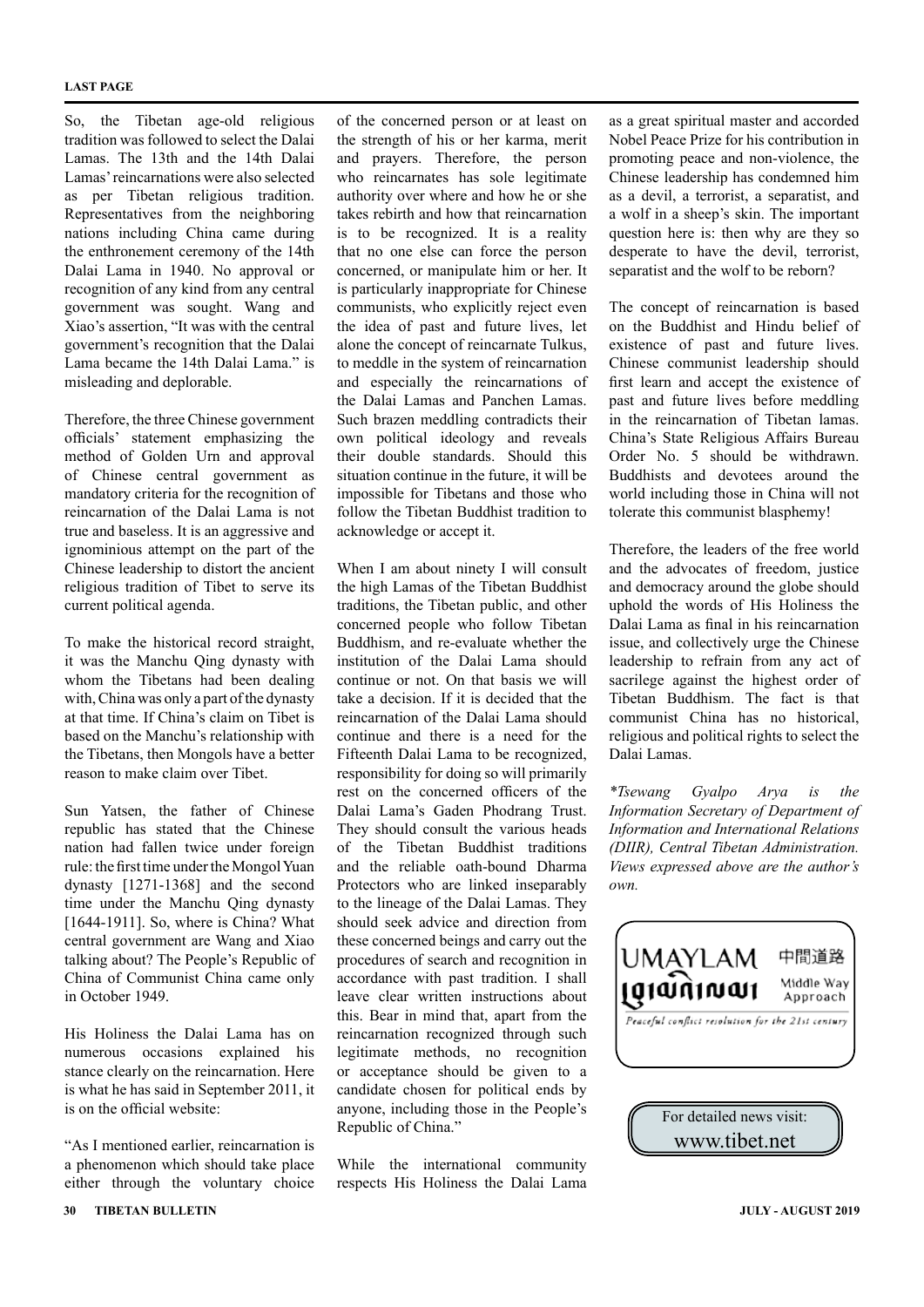So, the Tibetan age-old religious tradition was followed to select the Dalai Lamas. The 13th and the 14th Dalai Lamas' reincarnations were also selected as per Tibetan religious tradition. Representatives from the neighboring nations including China came during the enthronement ceremony of the 14th Dalai Lama in 1940. No approval or recognition of any kind from any central government was sought. Wang and Xiao's assertion, "It was with the central government's recognition that the Dalai Lama became the 14th Dalai Lama." is misleading and deplorable.

Therefore, the three Chinese government officials' statement emphasizing the method of Golden Urn and approval of Chinese central government as mandatory criteria for the recognition of reincarnation of the Dalai Lama is not true and baseless. It is an aggressive and ignominious attempt on the part of the Chinese leadership to distort the ancient religious tradition of Tibet to serve its current political agenda.

To make the historical record straight, it was the Manchu Qing dynasty with whom the Tibetans had been dealing with, China was only a part of the dynasty at that time. If China's claim on Tibet is based on the Manchu's relationship with the Tibetans, then Mongols have a better reason to make claim over Tibet.

Sun Yatsen, the father of Chinese republic has stated that the Chinese nation had fallen twice under foreign rule: the first time under the Mongol Yuan dynasty [1271-1368] and the second time under the Manchu Qing dynasty [1644-1911]. So, where is China? What central government are Wang and Xiao talking about? The People's Republic of China of Communist China came only in October 1949.

His Holiness the Dalai Lama has on numerous occasions explained his stance clearly on the reincarnation. Here is what he has said in September 2011, it is on the official website:

"As I mentioned earlier, reincarnation is a phenomenon which should take place either through the voluntary choice of the concerned person or at least on the strength of his or her karma, merit and prayers. Therefore, the person who reincarnates has sole legitimate authority over where and how he or she takes rebirth and how that reincarnation is to be recognized. It is a reality that no one else can force the person concerned, or manipulate him or her. It is particularly inappropriate for Chinese communists, who explicitly reject even the idea of past and future lives, let alone the concept of reincarnate Tulkus, to meddle in the system of reincarnation and especially the reincarnations of the Dalai Lamas and Panchen Lamas. Such brazen meddling contradicts their own political ideology and reveals their double standards. Should this situation continue in the future, it will be impossible for Tibetans and those who follow the Tibetan Buddhist tradition to acknowledge or accept it.

When I am about ninety I will consult the high Lamas of the Tibetan Buddhist traditions, the Tibetan public, and other concerned people who follow Tibetan Buddhism, and re-evaluate whether the institution of the Dalai Lama should continue or not. On that basis we will take a decision. If it is decided that the reincarnation of the Dalai Lama should continue and there is a need for the Fifteenth Dalai Lama to be recognized, responsibility for doing so will primarily rest on the concerned officers of the Dalai Lama's Gaden Phodrang Trust. They should consult the various heads of the Tibetan Buddhist traditions and the reliable oath-bound Dharma Protectors who are linked inseparably to the lineage of the Dalai Lamas. They should seek advice and direction from these concerned beings and carry out the procedures of search and recognition in accordance with past tradition. I shall leave clear written instructions about this. Bear in mind that, apart from the reincarnation recognized through such legitimate methods, no recognition or acceptance should be given to a candidate chosen for political ends by anyone, including those in the People's Republic of China."

While the international community respects His Holiness the Dalai Lama as a great spiritual master and accorded Nobel Peace Prize for his contribution in promoting peace and non-violence, the Chinese leadership has condemned him as a devil, a terrorist, a separatist, and a wolf in a sheep's skin. The important question here is: then why are they so desperate to have the devil, terrorist, separatist and the wolf to be reborn?

The concept of reincarnation is based on the Buddhist and Hindu belief of existence of past and future lives. Chinese communist leadership should first learn and accept the existence of past and future lives before meddling in the reincarnation of Tibetan lamas. China's State Religious Affairs Bureau Order No. 5 should be withdrawn. Buddhists and devotees around the world including those in China will not tolerate this communist blasphemy!

Therefore, the leaders of the free world and the advocates of freedom, justice and democracy around the globe should uphold the words of His Holiness the Dalai Lama as final in his reincarnation issue, and collectively urge the Chinese leadership to refrain from any act of sacrilege against the highest order of Tibetan Buddhism. The fact is that communist China has no historical, religious and political rights to select the Dalai Lamas.

*\*Tsewang Gyalpo Arya is the Information Secretary of Department of Information and International Relations (DIIR), Central Tibetan Administration. Views expressed above are the author's own.*

UMAYLAM 中間道路 Middle Way Approach

*Peaceful conflict resolution for the 21st century*

For detailed news visit:
www.tibet.net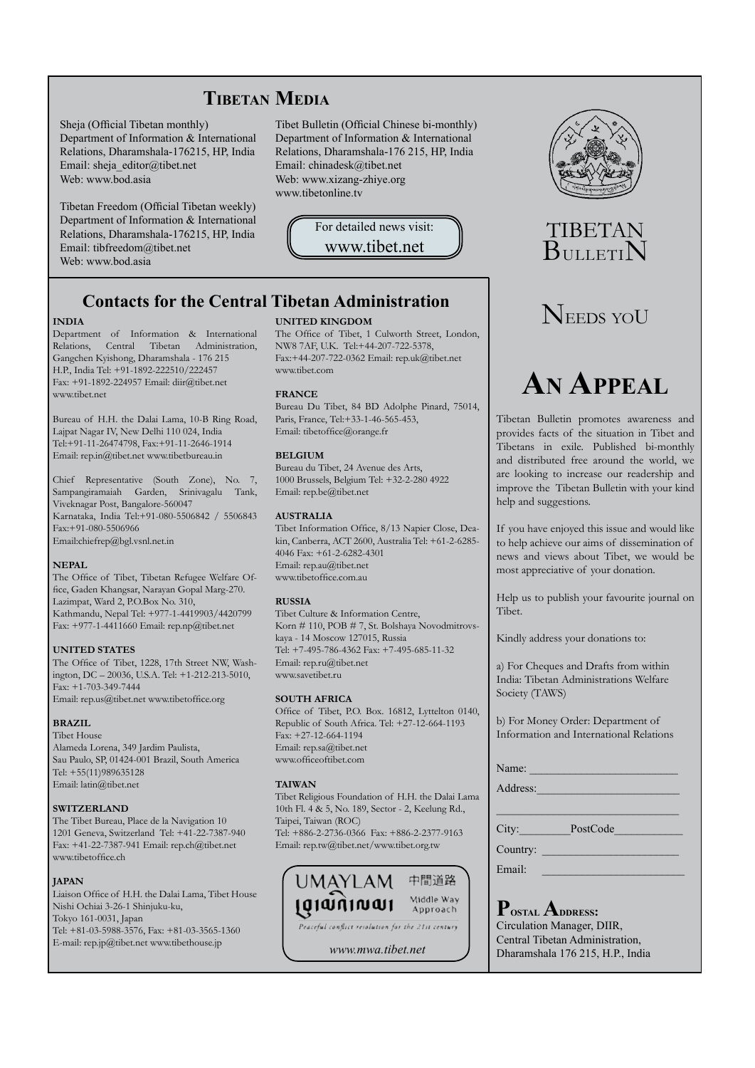# Tibetan Media

Sheja (Official Tibetan monthly)
Department of Information & International Relations, Dharamshala-176215, HP, India
Email: sheja_editor@tibet.net
Web: www.bod.asia

Tibetan Freedom (Official Tibetan weekly)
Department of Information & International Relations, Dharamshala-176215, HP, India
Email: tibfreedom@tibet.net
Web: www.bod.asia

Tibet Bulletin (Official Chinese bi-monthly)
Department of Information & International Relations, Dharamshala-176 215, HP, India
Email: chinadesk@tibet.net
Web: www.xizang-zhiye.org
www.tibetonline.tv

For detailed news visit:
www.tibet.net

## Contacts for the Central Tibetan Administration

**INDIA**
Department of Information & International Relations, Central Tibetan Administration, Gangchen Kyishong, Dharamshala - 176 215 H.P., India Tel: +91-1892-222510/222457 Fax: +91-1892-224957 Email: diir@tibet.net www.tibet.net

Bureau of H.H. the Dalai Lama, 10-B Ring Road, Lajpat Nagar IV, New Delhi 110 024, India Tel:+91-11-26474798, Fax:+91-11-2646-1914 Email: rep.in@tibet.net www.tibetbureau.in

Chief Representative (South Zone), No. 7, Sampangiramaiah Garden, Srinivagalu Tank, Viveknagar Post, Bangalore-560047 Karnataka, India Tel:+91-080-5506842 / 5506843 Fax:+91-080-5506966 Email:chiefrep@bgl.vsnl.net.in

**NEPAL**
The Office of Tibet, Tibetan Refugee Welfare Office, Gaden Khangsar, Narayan Gopal Marg-270. Lazimpat, Ward 2, P.O.Box No. 310, Kathmandu, Nepal Tel: +977-1-4419903/4420799 Fax: +977-1-4411660 Email: rep.np@tibet.net

**UNITED STATES**
The Office of Tibet, 1228, 17th Street NW, Washington, DC – 20036, U.S.A. Tel: +1-212-213-5010, Fax: +1-703-349-7444 Email: rep.us@tibet.net www.tibetoffice.org

**BRAZIL**
Tibet House
Alameda Lorena, 349 Jardim Paulista, Sau Paulo, SP, 01424-001 Brazil, South America Tel: +55(11)989635128 Email: latin@tibet.net

**SWITZERLAND**
The Tibet Bureau, Place de la Navigation 10 1201 Geneva, Switzerland Tel: +41-22-7387-940 Fax: +41-22-7387-941 Email: rep.ch@tibet.net www.tibetoffice.ch

**JAPAN**
Liaison Office of H.H. the Dalai Lama, Tibet House Nishi Ochiai 3-26-1 Shinjuku-ku, Tokyo 161-0031, Japan Tel: +81-03-5988-3576, Fax: +81-03-3565-1360 E-mail: rep.jp@tibet.net www.tibethouse.jp

**UNITED KINGDOM**
The Office of Tibet, 1 Culworth Street, London, NW8 7AF, U.K. Tel:+44-207-722-5378, Fax:+44-207-722-0362 Email: rep.uk@tibet.net www.tibet.com

**FRANCE**
Bureau Du Tibet, 84 BD Adolphe Pinard, 75014, Paris, France, Tel:+33-1-46-565-453, Email: tibetoffice@orange.fr

**BELGIUM**
Bureau du Tibet, 24 Avenue des Arts, 1000 Brussels, Belgium Tel: +32-2-280 4922 Email: rep.be@tibet.net

**AUSTRALIA**
Tibet Information Office, 8/13 Napier Close, Deakin, Canberra, ACT 2600, Australia Tel: +61-2-6285-4046 Fax: +61-2-6282-4301 Email: rep.au@tibet.net www.tibetoffice.com.au

**RUSSIA**
Tibet Culture & Information Centre, Korn # 110, POB # 7, St. Bolshaya Novodmitrovskaya - 14 Moscow 127015, Russia Tel: +7-495-786-4362 Fax: +7-495-685-11-32 Email: rep.ru@tibet.net www.savetibet.ru

**SOUTH AFRICA**
Office of Tibet, P.O. Box. 16812, Lyttelton 0140, Republic of South Africa. Tel: +27-12-664-1193 Fax: +27-12-664-1194 Email: rep.sa@tibet.net www.officeoftibet.com

**TAIWAN**
Tibet Religious Foundation of H.H. the Dalai Lama 10th Fl. 4 & 5, No. 189, Sector - 2, Keelung Rd., Taipei, Taiwan (ROC) Tel: +886-2-2736-0366 Fax: +886-2-2377-9163 Email: rep.tw@tibet.net/www.tibet.org.tw

UMAYLAM 中間道路 Middle Way Approach
*Peaceful conflict resolution for the 21st century*
*www.mwa.tibet.net*

TIBETAN BULLETIN

NEEDS YOU

# An Appeal

Tibetan Bulletin promotes awareness and provides facts of the situation in Tibet and Tibetans in exile. Published bi-monthly and distributed free around the world, we are looking to increase our readership and improve the Tibetan Bulletin with your kind help and suggestions.

If you have enjoyed this issue and would like to help achieve our aims of dissemination of news and views about Tibet, we would be most appreciative of your donation.

Help us to publish your favourite journal on Tibet.

Kindly address your donations to:

a) For Cheques and Drafts from within India: Tibetan Administrations Welfare Society (TAWS)

b) For Money Order: Department of Information and International Relations

Name: ________________________

Address: ______________________

______________________________

City: ________ PostCode __________

Country: ______________________

Email: ________________________

**Postal Address:**
Circulation Manager, DIIR,
Central Tibetan Administration,
Dharamshala 176 215, H.P., India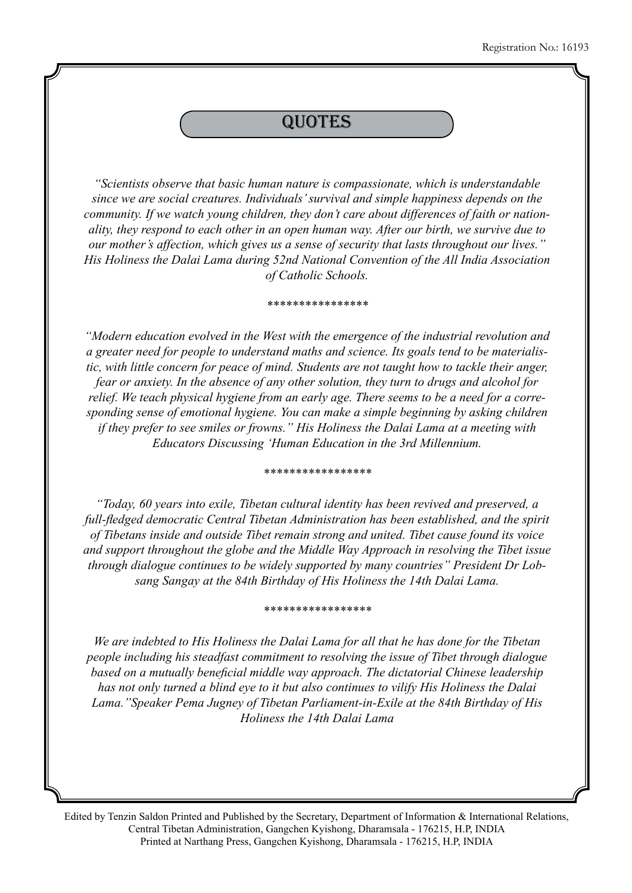Registration No.: 16193

# QUOTES

*"Scientists observe that basic human nature is compassionate, which is understandable since we are social creatures. Individuals' survival and simple happiness depends on the community. If we watch young children, they don't care about differences of faith or nationality, they respond to each other in an open human way. After our birth, we survive due to our mother's affection, which gives us a sense of security that lasts throughout our lives." His Holiness the Dalai Lama during 52nd National Convention of the All India Association of Catholic Schools.*

\*\*\*\*\*\*\*\*\*\*\*\*\*\*\*\*

*"Modern education evolved in the West with the emergence of the industrial revolution and a greater need for people to understand maths and science. Its goals tend to be materialistic, with little concern for peace of mind. Students are not taught how to tackle their anger, fear or anxiety. In the absence of any other solution, they turn to drugs and alcohol for relief. We teach physical hygiene from an early age. There seems to be a need for a corresponding sense of emotional hygiene. You can make a simple beginning by asking children if they prefer to see smiles or frowns." His Holiness the Dalai Lama at a meeting with Educators Discussing 'Human Education in the 3rd Millennium.*

\*\*\*\*\*\*\*\*\*\*\*\*\*\*\*\*\*

*"Today, 60 years into exile, Tibetan cultural identity has been revived and preserved, a full-fledged democratic Central Tibetan Administration has been established, and the spirit of Tibetans inside and outside Tibet remain strong and united. Tibet cause found its voice and support throughout the globe and the Middle Way Approach in resolving the Tibet issue through dialogue continues to be widely supported by many countries" President Dr Lobsang Sangay at the 84th Birthday of His Holiness the 14th Dalai Lama.*

\*\*\*\*\*\*\*\*\*\*\*\*\*\*\*\*\*

*We are indebted to His Holiness the Dalai Lama for all that he has done for the Tibetan people including his steadfast commitment to resolving the issue of Tibet through dialogue based on a mutually beneficial middle way approach. The dictatorial Chinese leadership has not only turned a blind eye to it but also continues to vilify His Holiness the Dalai Lama."Speaker Pema Jugney of Tibetan Parliament-in-Exile at the 84th Birthday of His Holiness the 14th Dalai Lama*

Edited by Tenzin Saldon Printed and Published by the Secretary, Department of Information & International Relations, Central Tibetan Administration, Gangchen Kyishong, Dharamsala - 176215, H.P, INDIA
Printed at Narthang Press, Gangchen Kyishong, Dharamsala - 176215, H.P, INDIA